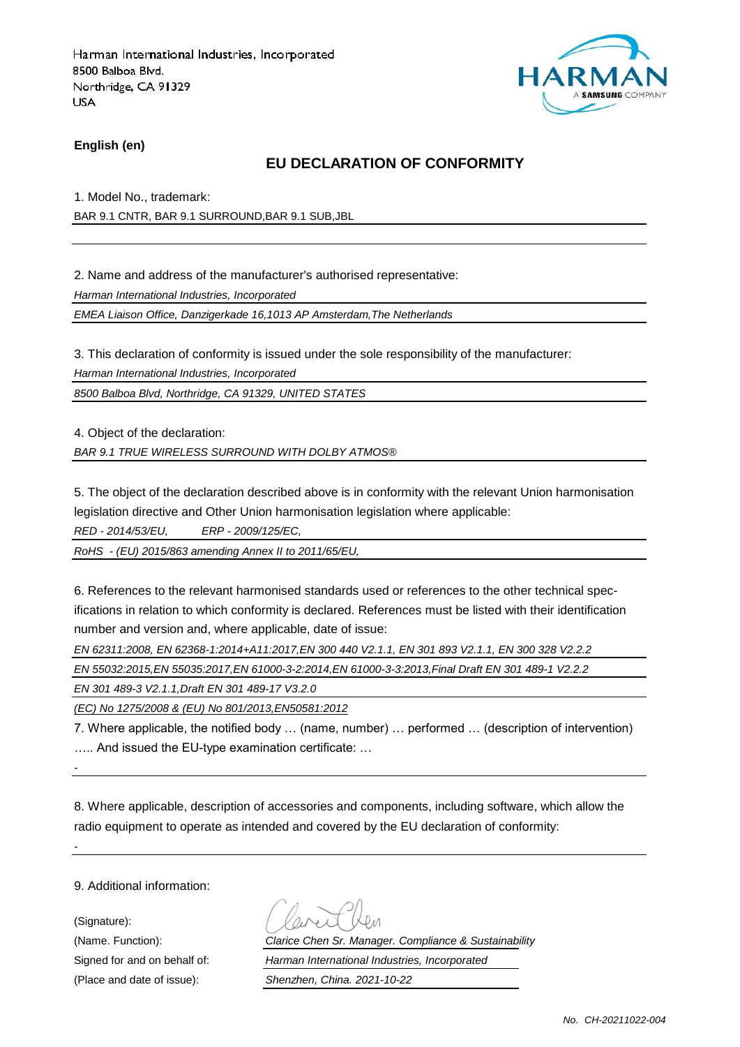Harman International Industries, Incorporated
8500 Balboa Blvd.
Northridge, CA 91329
USA

HARMAN
A SAMSUNG COMPANY

**English (en)**

## EU DECLARATION OF CONFORMITY

1. Model No., trademark:

BAR 9.1 CNTR, BAR 9.1 SURROUND,BAR 9.1 SUB,JBL

2. Name and address of the manufacturer's authorised representative:

*Harman International Industries, Incorporated*

*EMEA Liaison Office, Danzigerkade 16,1013 AP Amsterdam,The Netherlands*

3. This declaration of conformity is issued under the sole responsibility of the manufacturer:

*Harman International Industries, Incorporated*

*8500 Balboa Blvd, Northridge, CA 91329, UNITED STATES*

4. Object of the declaration:

*BAR 9.1 TRUE WIRELESS SURROUND WITH DOLBY ATMOS®*

5. The object of the declaration described above is in conformity with the relevant Union harmonisation legislation directive and Other Union harmonisation legislation where applicable:

*RED - 2014/53/EU, ERP - 2009/125/EC,*

*RoHS - (EU) 2015/863 amending Annex II to 2011/65/EU,*

6. References to the relevant harmonised standards used or references to the other technical specifications in relation to which conformity is declared. References must be listed with their identification number and version and, where applicable, date of issue:

*EN 62311:2008, EN 62368-1:2014+A11:2017,EN 300 440 V2.1.1, EN 301 893 V2.1.1, EN 300 328 V2.2.2*

*EN 55032:2015,EN 55035:2017,EN 61000-3-2:2014,EN 61000-3-3:2013,Final Draft EN 301 489-1 V2.2.2*

*EN 301 489-3 V2.1.1,Draft EN 301 489-17 V3.2.0*

*(EC) No 1275/2008 & (EU) No 801/2013,EN50581:2012*

7. Where applicable, the notified body … (name, number) … performed … (description of intervention) ….. And issued the EU-type examination certificate: …

-

8. Where applicable, description of accessories and components, including software, which allow the radio equipment to operate as intended and covered by the EU declaration of conformity:

-

9. Additional information:

(Signature):

(Name. Function): *Clarice Chen Sr. Manager. Compliance & Sustainability*

Signed for and on behalf of: *Harman International Industries, Incorporated*

(Place and date of issue): *Shenzhen, China. 2021-10-22*

*No. CH-20211022-004*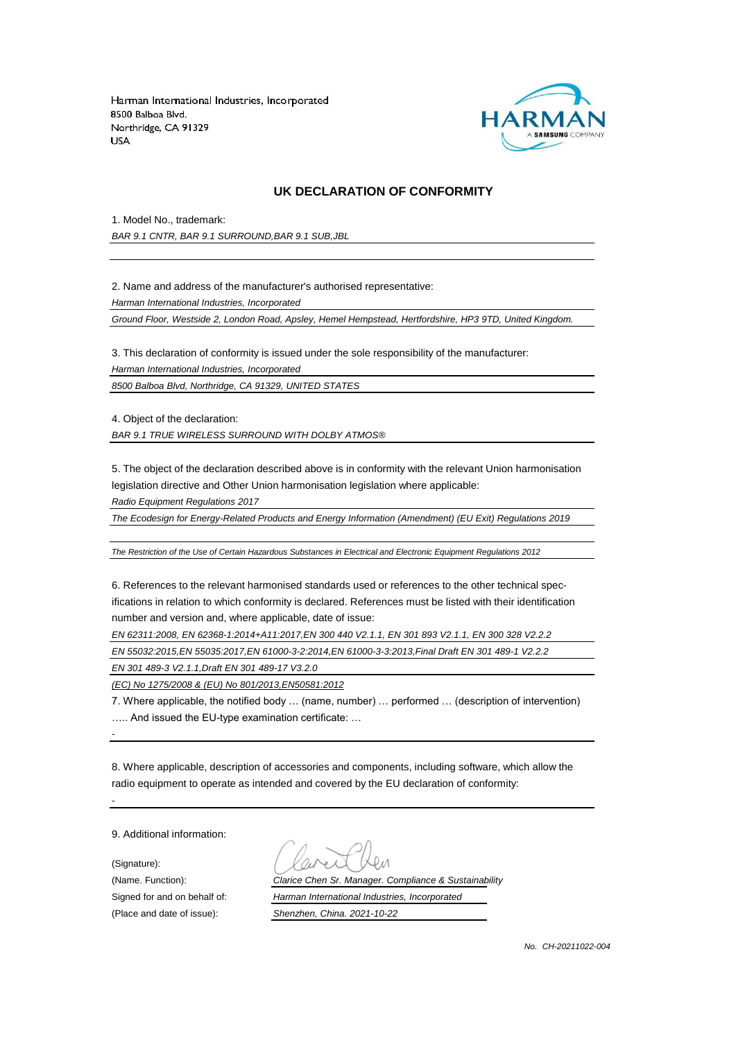Harman International Industries, Incorporated
8500 Balboa Blvd.
Northridge, CA 91329
USA

## UK DECLARATION OF CONFORMITY

1. Model No., trademark:

*BAR 9.1 CNTR, BAR 9.1 SURROUND,BAR 9.1 SUB,JBL*

2. Name and address of the manufacturer's authorised representative:

*Harman International Industries, Incorporated*

*Ground Floor, Westside 2, London Road, Apsley, Hemel Hempstead, Hertfordshire, HP3 9TD, United Kingdom.*

3. This declaration of conformity is issued under the sole responsibility of the manufacturer:

*Harman International Industries, Incorporated*

*8500 Balboa Blvd, Northridge, CA 91329, UNITED STATES*

4. Object of the declaration:

*BAR 9.1 TRUE WIRELESS SURROUND WITH DOLBY ATMOS®*

5. The object of the declaration described above is in conformity with the relevant Union harmonisation legislation directive and Other Union harmonisation legislation where applicable:

*Radio Equipment Regulations 2017*

*The Ecodesign for Energy-Related Products and Energy Information (Amendment) (EU Exit) Regulations 2019*

*The Restriction of the Use of Certain Hazardous Substances in Electrical and Electronic Equipment Regulations 2012*

6. References to the relevant harmonised standards used or references to the other technical specifications in relation to which conformity is declared. References must be listed with their identification number and version and, where applicable, date of issue:

*EN 62311:2008, EN 62368-1:2014+A11:2017,EN 300 440 V2.1.1, EN 301 893 V2.1.1, EN 300 328 V2.2.2*

*EN 55032:2015,EN 55035:2017,EN 61000-3-2:2014,EN 61000-3-3:2013,Final Draft EN 301 489-1 V2.2.2*

*EN 301 489-3 V2.1.1,Draft EN 301 489-17 V3.2.0*

*(EC) No 1275/2008 & (EU) No 801/2013,EN50581:2012*

7. Where applicable, the notified body … (name, number) … performed … (description of intervention) ….. And issued the EU-type examination certificate: …

-

8. Where applicable, description of accessories and components, including software, which allow the radio equipment to operate as intended and covered by the EU declaration of conformity:

-

9. Additional information:

(Signature):

(Name. Function): *Clarice Chen Sr. Manager. Compliance & Sustainability*

Signed for and on behalf of: *Harman International Industries, Incorporated*

(Place and date of issue): *Shenzhen, China. 2021-10-22*

*No. CH-20211022-004*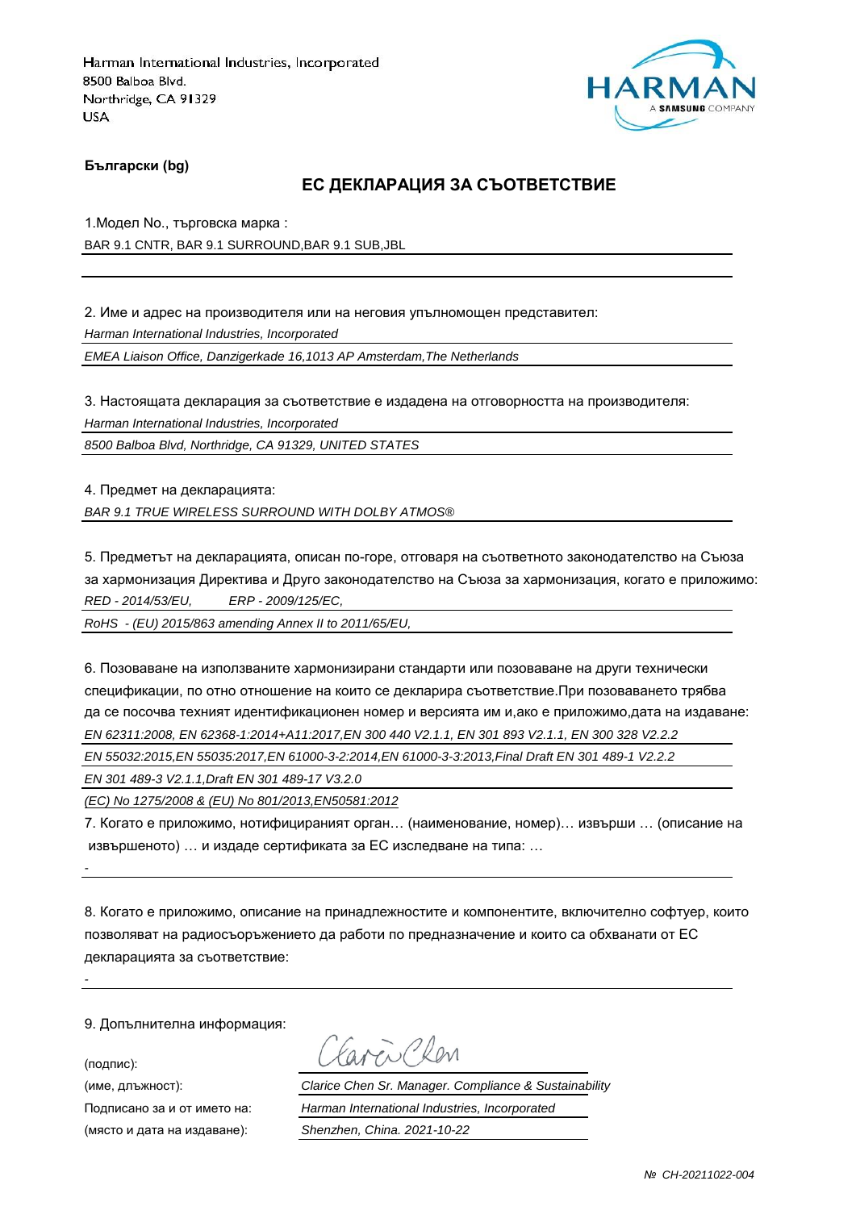Harman International Industries, Incorporated
8500 Balboa Blvd.
Northridge, CA 91329
USA

**Български (bg)**

## ЕС ДЕКЛАРАЦИЯ ЗА СЪОТВЕТСТВИЕ

1.Модел No., търговска марка :

BAR 9.1 CNTR, BAR 9.1 SURROUND,BAR 9.1 SUB,JBL

2. Име и адрес на производителя или на неговия упълномощен представител:

*Harman International Industries, Incorporated*

*EMEA Liaison Office, Danzigerkade 16,1013 AP Amsterdam,The Netherlands*

3. Настоящата декларация за съответствие е издадена на отговорността на производителя:

*Harman International Industries, Incorporated*

*8500 Balboa Blvd, Northridge, CA 91329, UNITED STATES*

4. Предмет на декларацията:

*BAR 9.1 TRUE WIRELESS SURROUND WITH DOLBY ATMOS®*

5. Предметът на декларацията, описан по-горе, отговаря на съответното законодателство на Съюза за хармонизация Директива и Друго законодателство на Съюза за хармонизация, когато е приложимо:

*RED - 2014/53/EU, ERP - 2009/125/EC,*

*RoHS - (EU) 2015/863 amending Annex II to 2011/65/EU,*

6. Позоваване на използваните хармонизирани стандарти или позоваване на други технически спецификации, по отно отношение на които се декларира съответствие.При позоваването трябва да се посочва техният идентификационен номер и версията им и,ако е приложимо,дата на издаване:

*EN 62311:2008, EN 62368-1:2014+A11:2017,EN 300 440 V2.1.1, EN 301 893 V2.1.1, EN 300 328 V2.2.2*

*EN 55032:2015,EN 55035:2017,EN 61000-3-2:2014,EN 61000-3-3:2013,Final Draft EN 301 489-1 V2.2.2*

*EN 301 489-3 V2.1.1,Draft EN 301 489-17 V3.2.0*

*(EC) No 1275/2008 & (EU) No 801/2013,EN50581:2012*

7. Когато е приложимо, нотифицираният орган… (наименование, номер)… извърши … (описание на извършеното) … и издаде сертификата за ЕС изследване на типа: …

-

8. Когато е приложимо, описание на принадлежностите и компонентите, включително софтуер, които позволяват на радиосъоръжението да работи по предназначение и които са обхванати от ЕС декларацията за съответствие:

-

9. Допълнителна информация:

(подпис):

(име, длъжност): *Clarice Chen Sr. Manager. Compliance & Sustainability*

Подписано за и от името на: *Harman International Industries, Incorporated*

(място и дата на издаване): *Shenzhen, China. 2021-10-22*

*№ CH-20211022-004*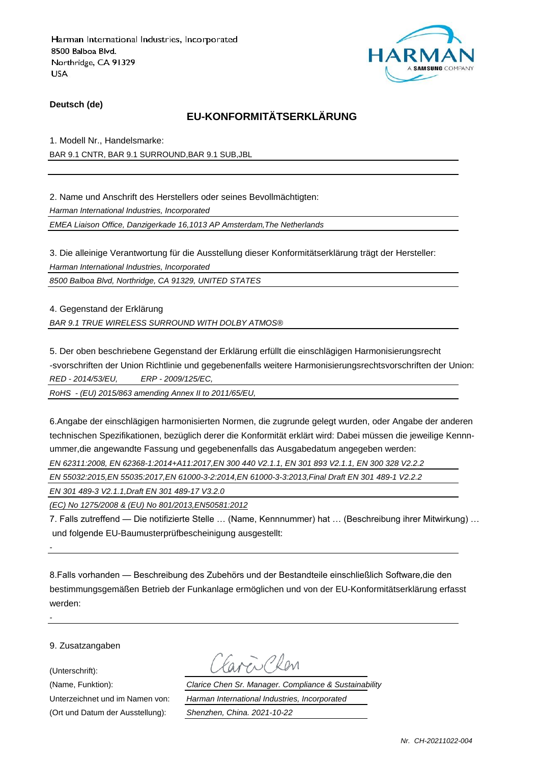Harman International Industries, Incorporated
8500 Balboa Blvd.
Northridge, CA 91329
USA

HARMAN
A SAMSUNG COMPANY

**Deutsch (de)**

## EU-KONFORMITÄTSERKLÄRUNG

1. Modell Nr., Handelsmarke:

BAR 9.1 CNTR, BAR 9.1 SURROUND,BAR 9.1 SUB,JBL

2. Name und Anschrift des Herstellers oder seines Bevollmächtigten:

*Harman International Industries, Incorporated*

*EMEA Liaison Office, Danzigerkade 16,1013 AP Amsterdam,The Netherlands*

3. Die alleinige Verantwortung für die Ausstellung dieser Konformitätserklärung trägt der Hersteller:

*Harman International Industries, Incorporated*

*8500 Balboa Blvd, Northridge, CA 91329, UNITED STATES*

4. Gegenstand der Erklärung

*BAR 9.1 TRUE WIRELESS SURROUND WITH DOLBY ATMOS®*

5. Der oben beschriebene Gegenstand der Erklärung erfüllt die einschlägigen Harmonisierungsrecht -svorschriften der Union Richtlinie und gegebenenfalls weitere Harmonisierungsrechtsvorschriften der Union:

*RED - 2014/53/EU, ERP - 2009/125/EC,*

*RoHS - (EU) 2015/863 amending Annex II to 2011/65/EU,*

6.Angabe der einschlägigen harmonisierten Normen, die zugrunde gelegt wurden, oder Angabe der anderen technischen Spezifikationen, bezüglich derer die Konformität erklärt wird: Dabei müssen die jeweilige Kennnummer,die angewandte Fassung und gegebenenfalls das Ausgabedatum angegeben werden:

*EN 62311:2008, EN 62368-1:2014+A11:2017,EN 300 440 V2.1.1, EN 301 893 V2.1.1, EN 300 328 V2.2.2*

*EN 55032:2015,EN 55035:2017,EN 61000-3-2:2014,EN 61000-3-3:2013,Final Draft EN 301 489-1 V2.2.2*

*EN 301 489-3 V2.1.1,Draft EN 301 489-17 V3.2.0*

*(EC) No 1275/2008 & (EU) No 801/2013,EN50581:2012*

7. Falls zutreffend — Die notifizierte Stelle … (Name, Kennnummer) hat … (Beschreibung ihrer Mitwirkung) … und folgende EU-Baumusterprüfbescheinigung ausgestellt:

-

8.Falls vorhanden — Beschreibung des Zubehörs und der Bestandteile einschließlich Software,die den bestimmungsgemäßen Betrieb der Funkanlage ermöglichen und von der EU-Konformitätserklärung erfasst werden:

-

9. Zusatzangaben

(Unterschrift): Clarice Chen

(Name, Funktion): *Clarice Chen Sr. Manager. Compliance & Sustainability*

Unterzeichnet und im Namen von: *Harman International Industries, Incorporated*

(Ort und Datum der Ausstellung): *Shenzhen, China. 2021-10-22*

*Nr. CH-20211022-004*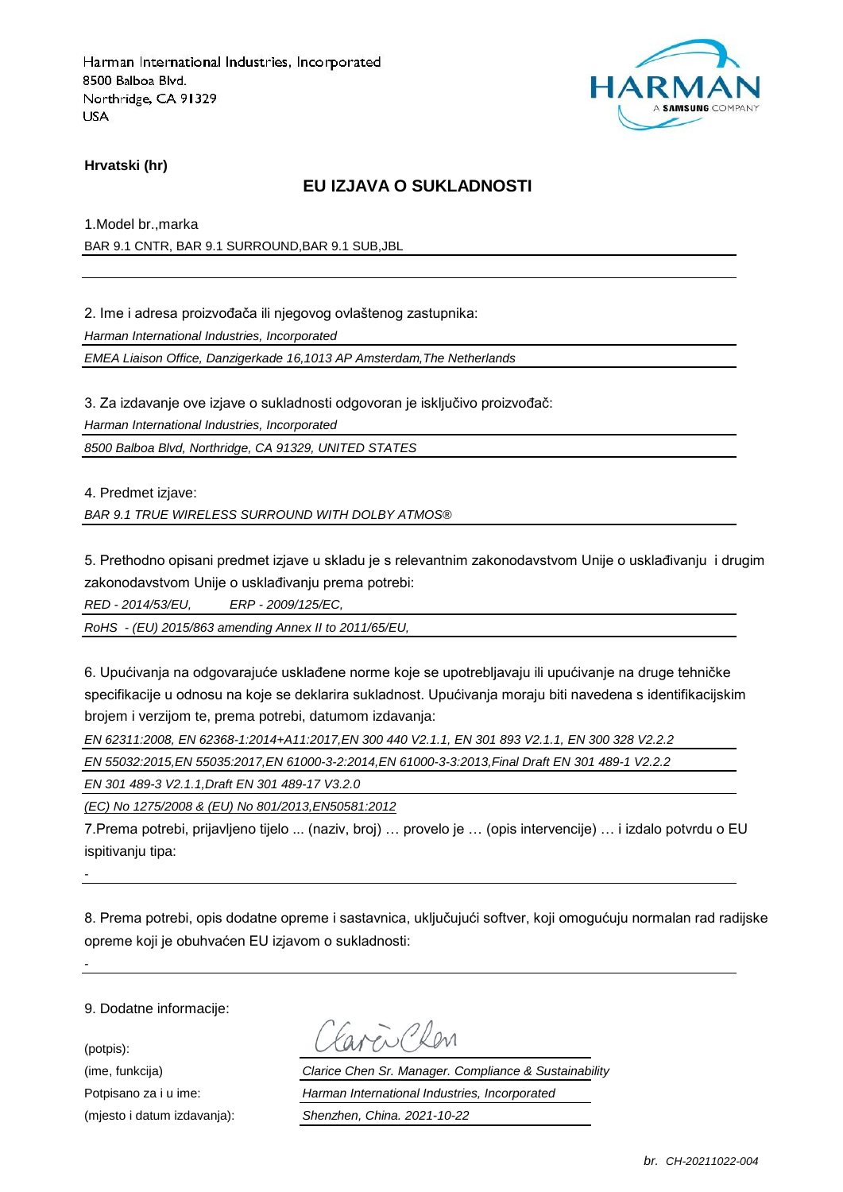Harman International Industries, Incorporated
8500 Balboa Blvd.
Northridge, CA 91329
USA

**Hrvatski (hr)**

## EU IZJAVA O SUKLADNOSTI

1.Model br.,marka

BAR 9.1 CNTR, BAR 9.1 SURROUND,BAR 9.1 SUB,JBL

2. Ime i adresa proizvođača ili njegovog ovlaštenog zastupnika:

*Harman International Industries, Incorporated*

*EMEA Liaison Office, Danzigerkade 16,1013 AP Amsterdam,The Netherlands*

3. Za izdavanje ove izjave o sukladnosti odgovoran je isključivo proizvođač:

*Harman International Industries, Incorporated*

*8500 Balboa Blvd, Northridge, CA 91329, UNITED STATES*

4. Predmet izjave:

*BAR 9.1 TRUE WIRELESS SURROUND WITH DOLBY ATMOS®*

5. Prethodno opisani predmet izjave u skladu je s relevantnim zakonodavstvom Unije o usklađivanju i drugim zakonodavstvom Unije o usklađivanju prema potrebi:

*RED - 2014/53/EU, ERP - 2009/125/EC,*

*RoHS - (EU) 2015/863 amending Annex II to 2011/65/EU,*

6. Upućivanja na odgovarajuće usklađene norme koje se upotrebljavaju ili upućivanje na druge tehničke specifikacije u odnosu na koje se deklarira sukladnost. Upućivanja moraju biti navedena s identifikacijskim brojem i verzijom te, prema potrebi, datumom izdavanja:

*EN 62311:2008, EN 62368-1:2014+A11:2017,EN 300 440 V2.1.1, EN 301 893 V2.1.1, EN 300 328 V2.2.2*

*EN 55032:2015,EN 55035:2017,EN 61000-3-2:2014,EN 61000-3-3:2013,Final Draft EN 301 489-1 V2.2.2*

*EN 301 489-3 V2.1.1,Draft EN 301 489-17 V3.2.0*

*(EC) No 1275/2008 & (EU) No 801/2013,EN50581:2012*

7.Prema potrebi, prijavljeno tijelo ... (naziv, broj) … provelo je … (opis intervencije) … i izdalo potvrdu o EU ispitivanju tipa:

-

8. Prema potrebi, opis dodatne opreme i sastavnica, uključujući softver, koji omogućuju normalan rad radijske opreme koji je obuhvaćen EU izjavom o sukladnosti:

-

9. Dodatne informacije:

(potpis):

(ime, funkcija) *Clarice Chen Sr. Manager. Compliance & Sustainability*

Potpisano za i u ime: *Harman International Industries, Incorporated*

(mjesto i datum izdavanja): *Shenzhen, China. 2021-10-22*

*br. CH-20211022-004*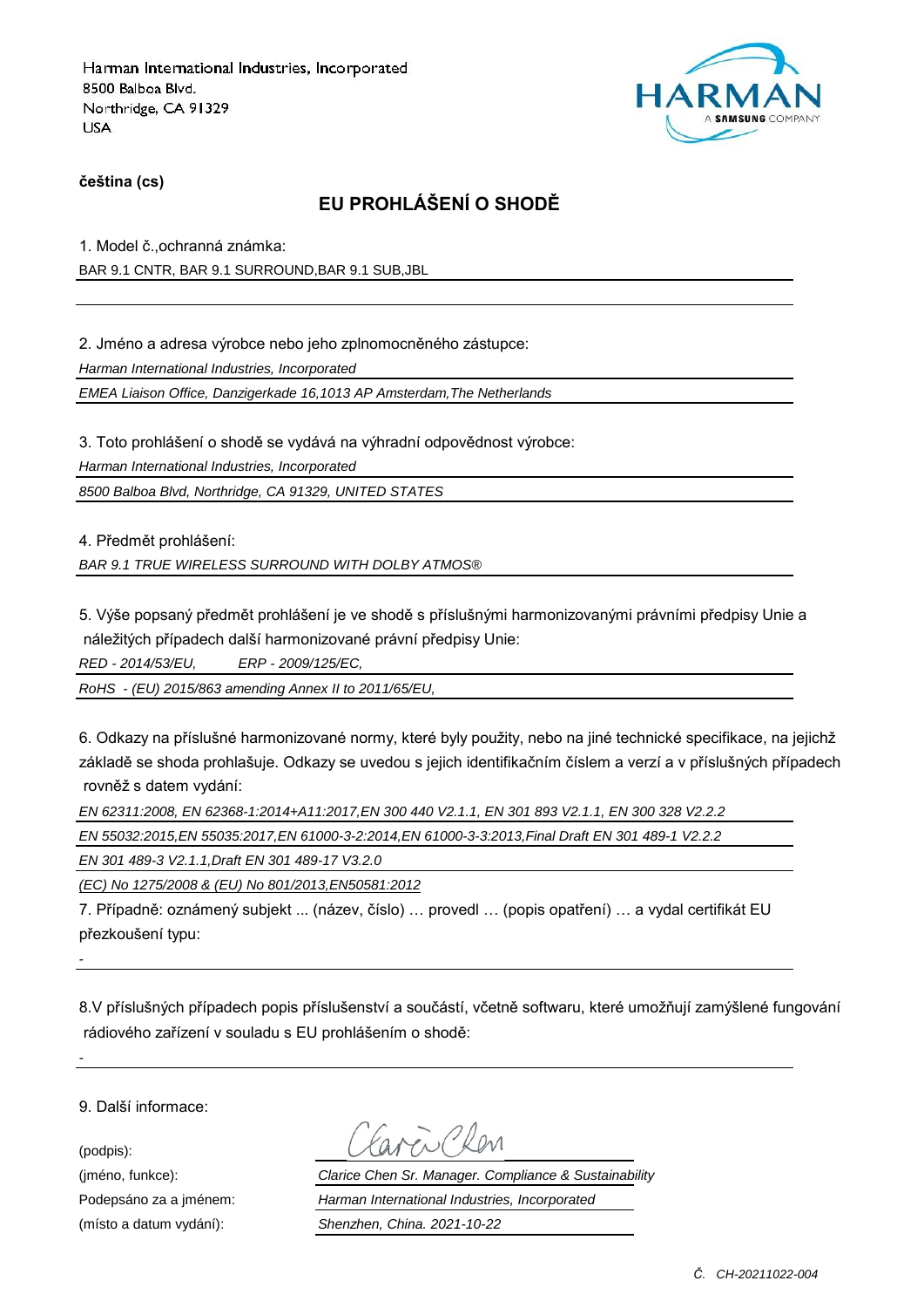Harman International Industries, Incorporated
8500 Balboa Blvd.
Northridge, CA 91329
USA

**čeština (cs)**

## EU PROHLÁŠENÍ O SHODĚ

1. Model č.,ochranná známka:

BAR 9.1 CNTR, BAR 9.1 SURROUND,BAR 9.1 SUB,JBL

2. Jméno a adresa výrobce nebo jeho zplnomocněného zástupce:

*Harman International Industries, Incorporated*

*EMEA Liaison Office, Danzigerkade 16,1013 AP Amsterdam,The Netherlands*

3. Toto prohlášení o shodě se vydává na výhradní odpovědnost výrobce:

*Harman International Industries, Incorporated*

*8500 Balboa Blvd, Northridge, CA 91329, UNITED STATES*

4. Předmět prohlášení:

*BAR 9.1 TRUE WIRELESS SURROUND WITH DOLBY ATMOS®*

5. Výše popsaný předmět prohlášení je ve shodě s příslušnými harmonizovanými právními předpisy Unie a náležitých případech další harmonizované právní předpisy Unie:

*RED - 2014/53/EU, ERP - 2009/125/EC,*

*RoHS - (EU) 2015/863 amending Annex II to 2011/65/EU,*

6. Odkazy na příslušné harmonizované normy, které byly použity, nebo na jiné technické specifikace, na jejichž základě se shoda prohlašuje. Odkazy se uvedou s jejich identifikačním číslem a verzí a v příslušných případech rovněž s datem vydání:

*EN 62311:2008, EN 62368-1:2014+A11:2017,EN 300 440 V2.1.1, EN 301 893 V2.1.1, EN 300 328 V2.2.2*

*EN 55032:2015,EN 55035:2017,EN 61000-3-2:2014,EN 61000-3-3:2013,Final Draft EN 301 489-1 V2.2.2*

*EN 301 489-3 V2.1.1,Draft EN 301 489-17 V3.2.0*

*(EC) No 1275/2008 & (EU) No 801/2013,EN50581:2012*

7. Případně: oznámený subjekt ... (název, číslo) … provedl … (popis opatření) … a vydal certifikát EU přezkoušení typu:

-

8.V příslušných případech popis příslušenství a součástí, včetně softwaru, které umožňují zamýšlené fungování rádiového zařízení v souladu s EU prohlášením o shodě:

-

9. Další informace:

(podpis):

(jméno, funkce): *Clarice Chen Sr. Manager. Compliance & Sustainability*

Podepsáno za a jménem: *Harman International Industries, Incorporated*

(místo a datum vydání): *Shenzhen, China. 2021-10-22*

*Č. CH-20211022-004*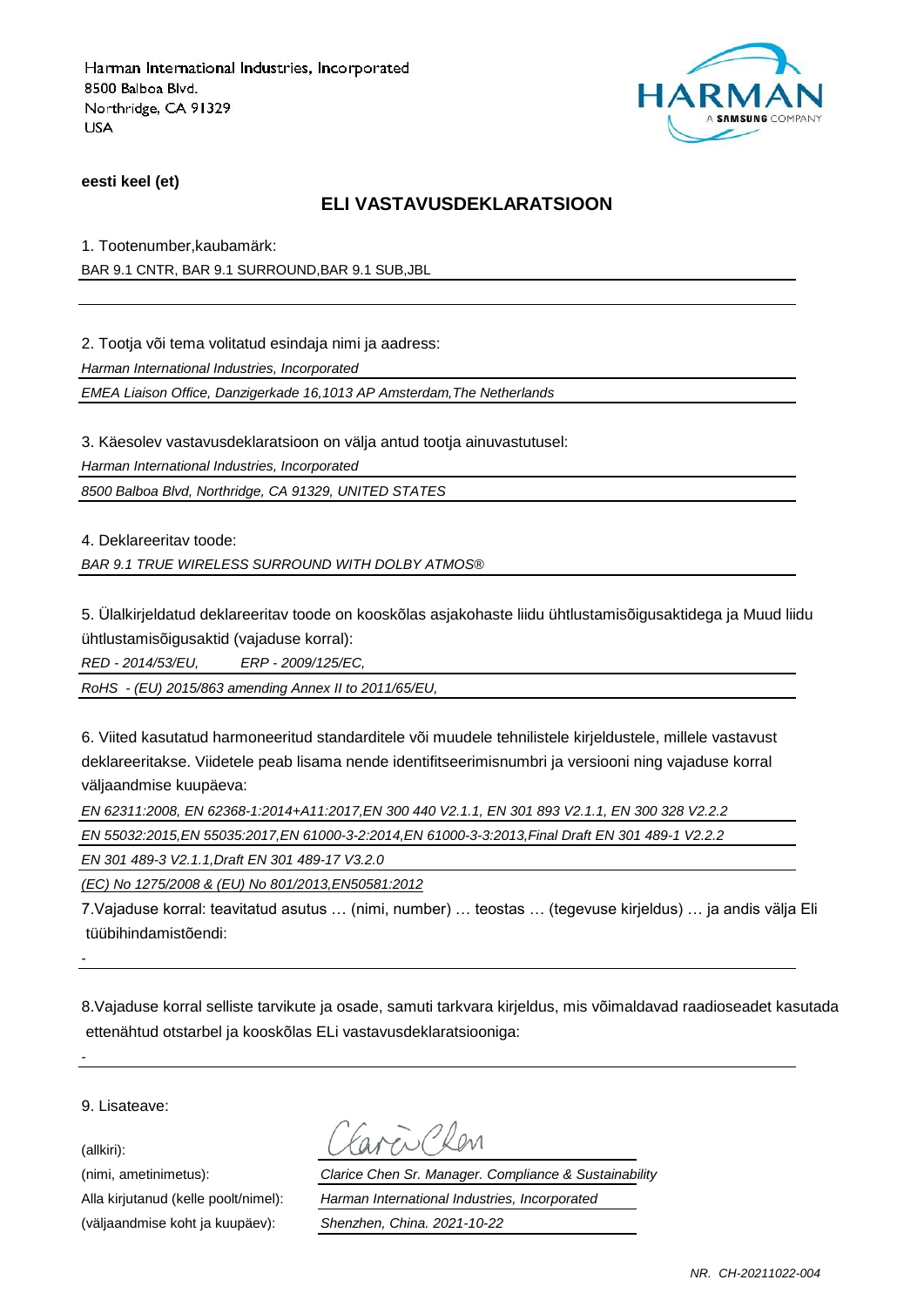Harman International Industries, Incorporated
8500 Balboa Blvd.
Northridge, CA 91329
USA

HARMAN
A SAMSUNG COMPANY

**eesti keel (et)**

## ELI VASTAVUSDEKLARATSIOON

1. Tootenumber,kaubamärk:

BAR 9.1 CNTR, BAR 9.1 SURROUND,BAR 9.1 SUB,JBL

2. Tootja või tema volitatud esindaja nimi ja aadress:

*Harman International Industries, Incorporated*

*EMEA Liaison Office, Danzigerkade 16,1013 AP Amsterdam,The Netherlands*

3. Käesolev vastavusdeklaratsioon on välja antud tootja ainuvastutusel:

*Harman International Industries, Incorporated*

*8500 Balboa Blvd, Northridge, CA 91329, UNITED STATES*

4. Deklareeritav toode:

*BAR 9.1 TRUE WIRELESS SURROUND WITH DOLBY ATMOS®*

5. Ülalkirjeldatud deklareeritav toode on kooskõlas asjakohaste liidu ühtlustamisõigusaktidega ja Muud liidu ühtlustamisõigusaktid (vajaduse korral):

*RED - 2014/53/EU, ERP - 2009/125/EC,*

*RoHS - (EU) 2015/863 amending Annex II to 2011/65/EU,*

6. Viited kasutatud harmoneeritud standarditele või muudele tehnilistele kirjeldustele, millele vastavust deklareeritakse. Viidetele peab lisama nende identifitseerimisnumbri ja versiooni ning vajaduse korral väljaandmise kuupäeva:

*EN 62311:2008, EN 62368-1:2014+A11:2017,EN 300 440 V2.1.1, EN 301 893 V2.1.1, EN 300 328 V2.2.2*

*EN 55032:2015,EN 55035:2017,EN 61000-3-2:2014,EN 61000-3-3:2013,Final Draft EN 301 489-1 V2.2.2*

*EN 301 489-3 V2.1.1,Draft EN 301 489-17 V3.2.0*

*(EC) No 1275/2008 & (EU) No 801/2013,EN50581:2012*

7.Vajaduse korral: teavitatud asutus … (nimi, number) … teostas … (tegevuse kirjeldus) … ja andis välja Eli tüübihindamistõendi:

-

8.Vajaduse korral selliste tarvikute ja osade, samuti tarkvara kirjeldus, mis võimaldavad raadioseadet kasutada ettenähtud otstarbel ja kooskõlas ELi vastavusdeklaratsiooniga:

-

9. Lisateave:

| | |
|---|---|
| (allkiri): | Clarice Chen |
| (nimi, ametinimetus): | *Clarice Chen Sr. Manager. Compliance & Sustainability* |
| Alla kirjutanud (kelle poolt/nimel): | *Harman International Industries, Incorporated* |
| (väljaandmise koht ja kuupäev): | *Shenzhen, China. 2021-10-22* |

*NR. CH-20211022-004*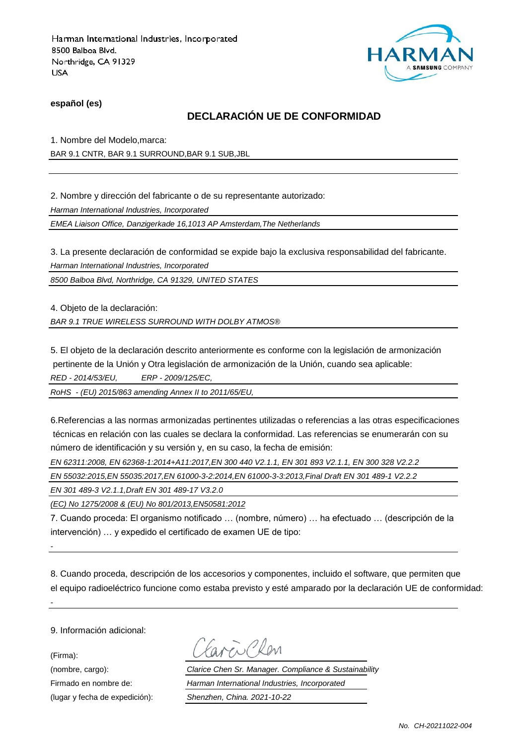Harman International Industries, Incorporated
8500 Balboa Blvd.
Northridge, CA 91329
USA

HARMAN
A SAMSUNG COMPANY

**español (es)**

## DECLARACIÓN UE DE CONFORMIDAD

1. Nombre del Modelo,marca:

BAR 9.1 CNTR, BAR 9.1 SURROUND,BAR 9.1 SUB,JBL

2. Nombre y dirección del fabricante o de su representante autorizado:

*Harman International Industries, Incorporated*

*EMEA Liaison Office, Danzigerkade 16,1013 AP Amsterdam,The Netherlands*

3. La presente declaración de conformidad se expide bajo la exclusiva responsabilidad del fabricante.

*Harman International Industries, Incorporated*

*8500 Balboa Blvd, Northridge, CA 91329, UNITED STATES*

4. Objeto de la declaración:

*BAR 9.1 TRUE WIRELESS SURROUND WITH DOLBY ATMOS®*

5. El objeto de la declaración descrito anteriormente es conforme con la legislación de armonización pertinente de la Unión y Otra legislación de armonización de la Unión, cuando sea aplicable:

*RED - 2014/53/EU,      ERP - 2009/125/EC,*

*RoHS - (EU) 2015/863 amending Annex II to 2011/65/EU,*

6.Referencias a las normas armonizadas pertinentes utilizadas o referencias a las otras especificaciones técnicas en relación con las cuales se declara la conformidad. Las referencias se enumerarán con su número de identificación y su versión y, en su caso, la fecha de emisión:

*EN 62311:2008, EN 62368-1:2014+A11:2017,EN 300 440 V2.1.1, EN 301 893 V2.1.1, EN 300 328 V2.2.2*

*EN 55032:2015,EN 55035:2017,EN 61000-3-2:2014,EN 61000-3-3:2013,Final Draft EN 301 489-1 V2.2.2*

*EN 301 489-3 V2.1.1,Draft EN 301 489-17 V3.2.0*

*(EC) No 1275/2008 & (EU) No 801/2013,EN50581:2012*

7. Cuando proceda: El organismo notificado … (nombre, número) … ha efectuado … (descripción de la intervención) … y expedido el certificado de examen UE de tipo:

-

8. Cuando proceda, descripción de los accesorios y componentes, incluido el software, que permiten que el equipo radioeléctrico funcione como estaba previsto y esté amparado por la declaración UE de conformidad:

-

9. Información adicional:

| | |
|---|---|
| (Firma): | Clarice Chen |
| (nombre, cargo): | *Clarice Chen Sr. Manager. Compliance & Sustainability* |
| Firmado en nombre de: | *Harman International Industries, Incorporated* |
| (lugar y fecha de expedición): | *Shenzhen, China. 2021-10-22* |

*No. CH-20211022-004*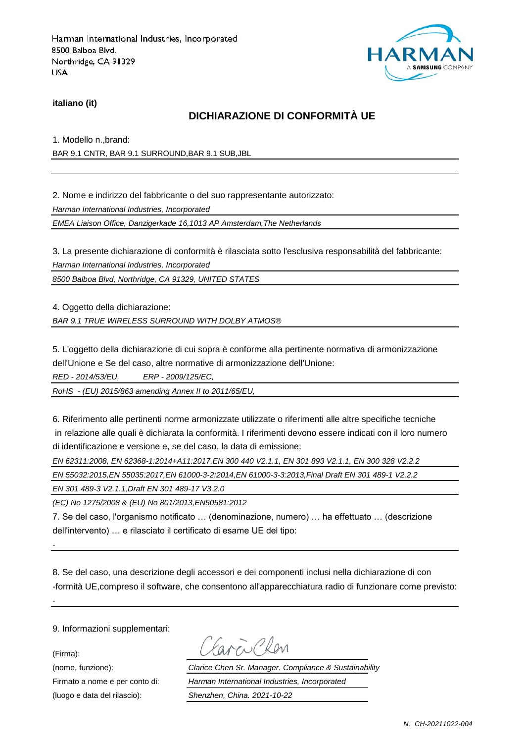Harman International Industries, Incorporated
8500 Balboa Blvd.
Northridge, CA 91329
USA

**italiano (it)**

## DICHIARAZIONE DI CONFORMITÀ UE

1. Modello n.,brand:

BAR 9.1 CNTR, BAR 9.1 SURROUND,BAR 9.1 SUB,JBL

2. Nome e indirizzo del fabbricante o del suo rappresentante autorizzato:

*Harman International Industries, Incorporated*

*EMEA Liaison Office, Danzigerkade 16,1013 AP Amsterdam,The Netherlands*

3. La presente dichiarazione di conformità è rilasciata sotto l'esclusiva responsabilità del fabbricante:

*Harman International Industries, Incorporated*

*8500 Balboa Blvd, Northridge, CA 91329, UNITED STATES*

4. Oggetto della dichiarazione:

*BAR 9.1 TRUE WIRELESS SURROUND WITH DOLBY ATMOS®*

5. L'oggetto della dichiarazione di cui sopra è conforme alla pertinente normativa di armonizzazione dell'Unione e Se del caso, altre normative di armonizzazione dell'Unione:

*RED - 2014/53/EU,        ERP - 2009/125/EC,*

*RoHS  - (EU) 2015/863 amending Annex II to 2011/65/EU,*

6. Riferimento alle pertinenti norme armonizzate utilizzate o riferimenti alle altre specifiche tecniche in relazione alle quali è dichiarata la conformità. I riferimenti devono essere indicati con il loro numero di identificazione e versione e, se del caso, la data di emissione:

*EN 62311:2008, EN 62368-1:2014+A11:2017,EN 300 440 V2.1.1, EN 301 893 V2.1.1, EN 300 328 V2.2.2*

*EN 55032:2015,EN 55035:2017,EN 61000-3-2:2014,EN 61000-3-3:2013,Final Draft EN 301 489-1 V2.2.2*

*EN 301 489-3 V2.1.1,Draft EN 301 489-17 V3.2.0*

*(EC) No 1275/2008 & (EU) No 801/2013,EN50581:2012*

7. Se del caso, l'organismo notificato … (denominazione, numero) … ha effettuato … (descrizione dell'intervento) … e rilasciato il certificato di esame UE del tipo:

-

8. Se del caso, una descrizione degli accessori e dei componenti inclusi nella dichiarazione di con -formità UE,compreso il software, che consentono all'apparecchiatura radio di funzionare come previsto:

-

9. Informazioni supplementari:

(Firma):

(nome, funzione): *Clarice Chen Sr. Manager. Compliance & Sustainability*

Firmato a nome e per conto di: *Harman International Industries, Incorporated*

(luogo e data del rilascio): *Shenzhen, China. 2021-10-22*

*N. CH-20211022-004*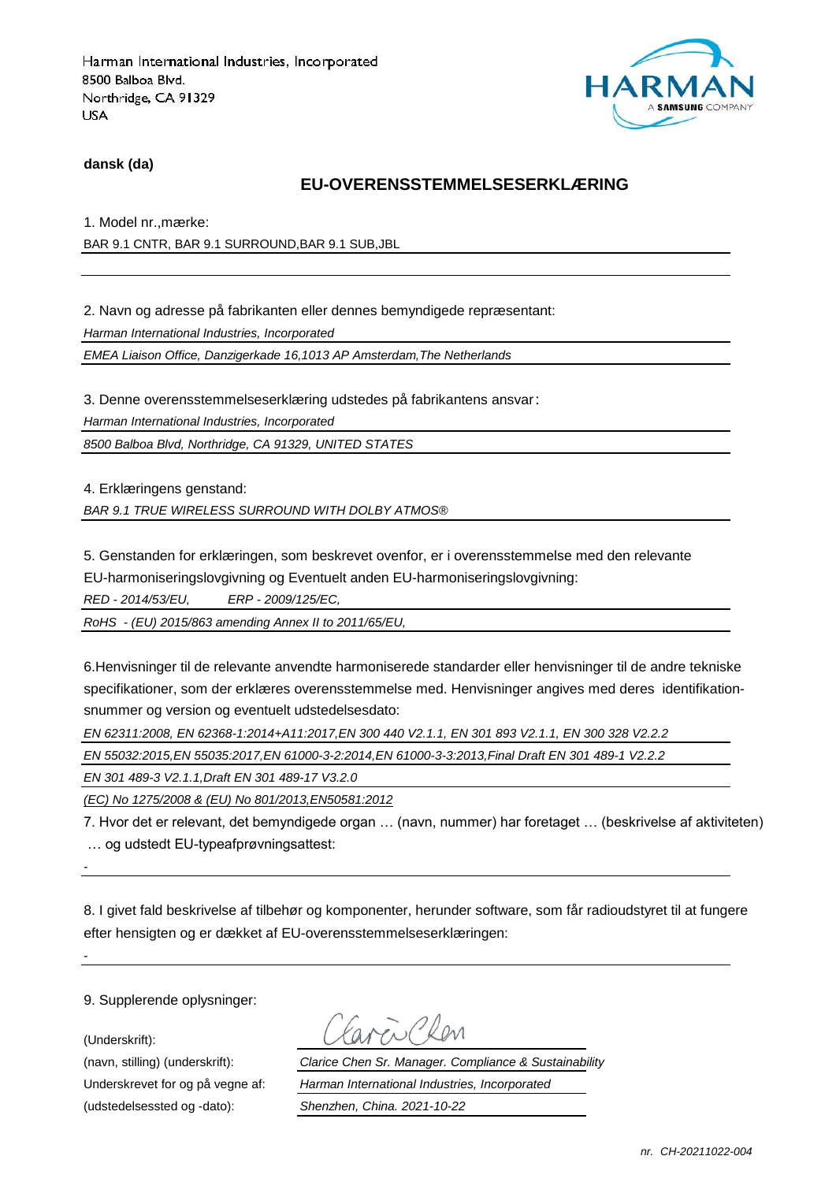Harman International Industries, Incorporated
8500 Balboa Blvd.
Northridge, CA 91329
USA

HARMAN
A SAMSUNG COMPANY

**dansk (da)**

## EU-OVERENSSTEMMELSESERKLÆRING

1. Model nr.,mærke:

BAR 9.1 CNTR, BAR 9.1 SURROUND,BAR 9.1 SUB,JBL

2. Navn og adresse på fabrikanten eller dennes bemyndigede repræsentant:

*Harman International Industries, Incorporated*

*EMEA Liaison Office, Danzigerkade 16,1013 AP Amsterdam,The Netherlands*

3. Denne overensstemmelseserklæring udstedes på fabrikantens ansvar:

*Harman International Industries, Incorporated*

*8500 Balboa Blvd, Northridge, CA 91329, UNITED STATES*

4. Erklæringens genstand:

*BAR 9.1 TRUE WIRELESS SURROUND WITH DOLBY ATMOS®*

5. Genstanden for erklæringen, som beskrevet ovenfor, er i overensstemmelse med den relevante EU-harmoniseringslovgivning og Eventuelt anden EU-harmoniseringslovgivning:

*RED - 2014/53/EU, ERP - 2009/125/EC,*

*RoHS - (EU) 2015/863 amending Annex II to 2011/65/EU,*

6.Henvisninger til de relevante anvendte harmoniserede standarder eller henvisninger til de andre tekniske specifikationer, som der erklæres overensstemmelse med. Henvisninger angives med deres identifikation-snummer og version og eventuelt udstedelsesdato:

*EN 62311:2008, EN 62368-1:2014+A11:2017,EN 300 440 V2.1.1, EN 301 893 V2.1.1, EN 300 328 V2.2.2*

*EN 55032:2015,EN 55035:2017,EN 61000-3-2:2014,EN 61000-3-3:2013,Final Draft EN 301 489-1 V2.2.2*

*EN 301 489-3 V2.1.1,Draft EN 301 489-17 V3.2.0*

*(EC) No 1275/2008 & (EU) No 801/2013,EN50581:2012*

7. Hvor det er relevant, det bemyndigede organ … (navn, nummer) har foretaget … (beskrivelse af aktiviteten) … og udstedt EU-typeafprøvningsattest:

-

8. I givet fald beskrivelse af tilbehør og komponenter, herunder software, som får radioudstyret til at fungere efter hensigten og er dækket af EU-overensstemmelseserklæringen:

-

9. Supplerende oplysninger:

(Underskrift):

(navn, stilling) (underskrift): *Clarice Chen Sr. Manager. Compliance & Sustainability*

Underskrevet for og på vegne af: *Harman International Industries, Incorporated*

(udstedelsessted og -dato): *Shenzhen, China. 2021-10-22*

*nr. CH-20211022-004*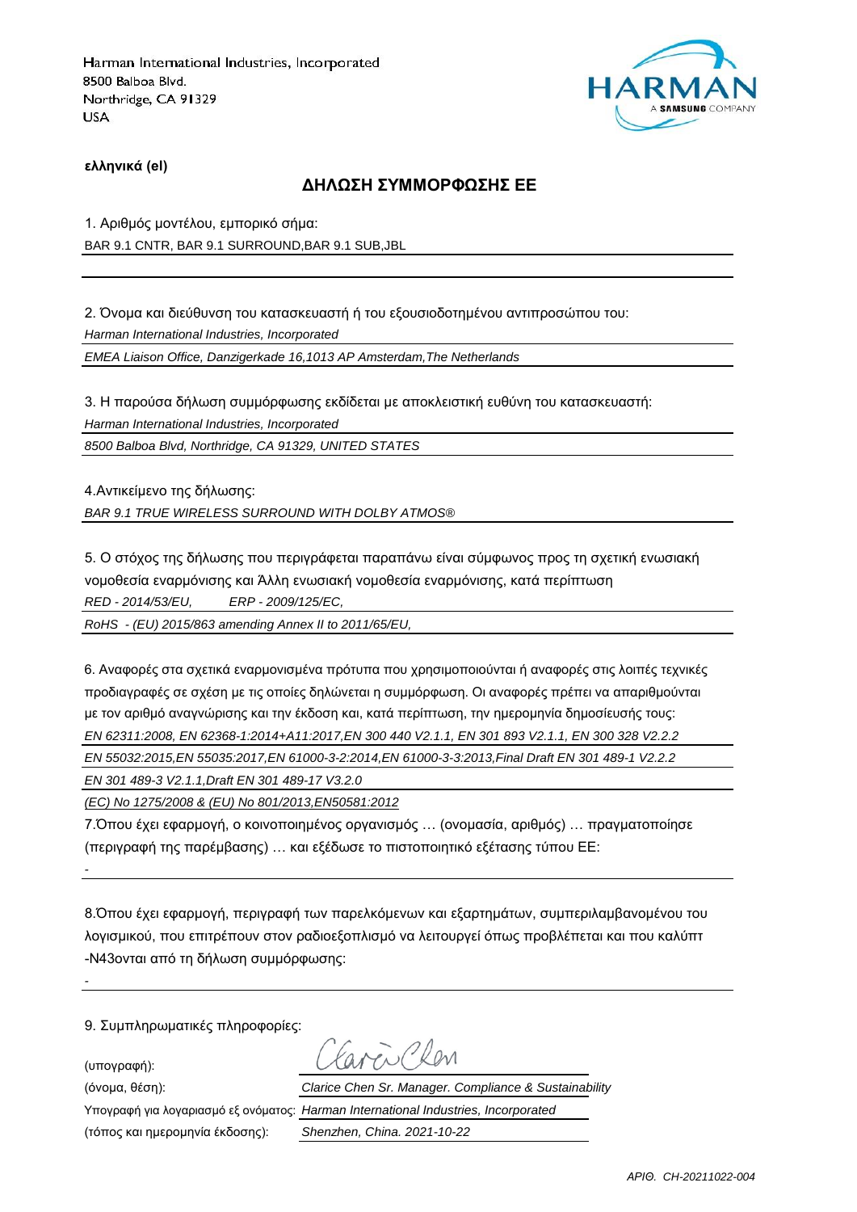Harman International Industries, Incorporated
8500 Balboa Blvd.
Northridge, CA 91329
USA

HARMAN
A SAMSUNG COMPANY

**ελληνικά (el)**

## ΔΗΛΩΣΗ ΣΥΜΜΟΡΦΩΣΗΣ ΕΕ

1. Αριθμός μοντέλου, εμπορικό σήμα:

BAR 9.1 CNTR, BAR 9.1 SURROUND,BAR 9.1 SUB,JBL

2. Όνομα και διεύθυνση του κατασκευαστή ή του εξουσιοδοτημένου αντιπροσώπου του:

*Harman International Industries, Incorporated*

*EMEA Liaison Office, Danzigerkade 16,1013 AP Amsterdam,The Netherlands*

3. Η παρούσα δήλωση συμμόρφωσης εκδίδεται με αποκλειστική ευθύνη του κατασκευαστή:

*Harman International Industries, Incorporated*

*8500 Balboa Blvd, Northridge, CA 91329, UNITED STATES*

4.Αντικείμενο της δήλωσης:

*BAR 9.1 TRUE WIRELESS SURROUND WITH DOLBY ATMOS®*

5. Ο στόχος της δήλωσης που περιγράφεται παραπάνω είναι σύμφωνος προς τη σχετική ενωσιακή νομοθεσία εναρμόνισης και Άλλη ενωσιακή νομοθεσία εναρμόνισης, κατά περίπτωση

*RED - 2014/53/EU, ERP - 2009/125/EC,*

*RoHS - (EU) 2015/863 amending Annex II to 2011/65/EU,*

6. Αναφορές στα σχετικά εναρμονισμένα πρότυπα που χρησιμοποιούνται ή αναφορές στις λοιπές τεχνικές προδιαγραφές σε σχέση με τις οποίες δηλώνεται η συμμόρφωση. Οι αναφορές πρέπει να απαριθμούνται με τον αριθμό αναγνώρισης και την έκδοση και, κατά περίπτωση, την ημερομηνία δημοσίευσής τους:

*EN 62311:2008, EN 62368-1:2014+A11:2017,EN 300 440 V2.1.1, EN 301 893 V2.1.1, EN 300 328 V2.2.2*

*EN 55032:2015,EN 55035:2017,EN 61000-3-2:2014,EN 61000-3-3:2013,Final Draft EN 301 489-1 V2.2.2*

*EN 301 489-3 V2.1.1,Draft EN 301 489-17 V3.2.0*

*(EC) No 1275/2008 & (EU) No 801/2013,EN50581:2012*

7.Όπου έχει εφαρμογή, ο κοινοποιημένος οργανισμός … (ονομασία, αριθμός) … πραγματοποίησε (περιγραφή της παρέμβασης) … και εξέδωσε το πιστοποιητικό εξέτασης τύπου ΕΕ:

-

8.Όπου έχει εφαρμογή, περιγραφή των παρελκόμενων και εξαρτημάτων, συμπεριλαμβανομένου του λογισμικού, που επιτρέπουν στον ραδιοεξοπλισμό να λειτουργεί όπως προβλέπεται και που καλύπτ -N43ονται από τη δήλωση συμμόρφωσης:

-

9. Συμπληρωματικές πληροφορίες:

(υπογραφή):

(όνομα, θέση): *Clarice Chen Sr. Manager. Compliance & Sustainability*

Υπογραφή για λογαριασμό εξ ονόματος: *Harman International Industries, Incorporated*

(τόπος και ημερομηνία έκδοσης): *Shenzhen, China. 2021-10-22*

*ΑΡΙΘ. CH-20211022-004*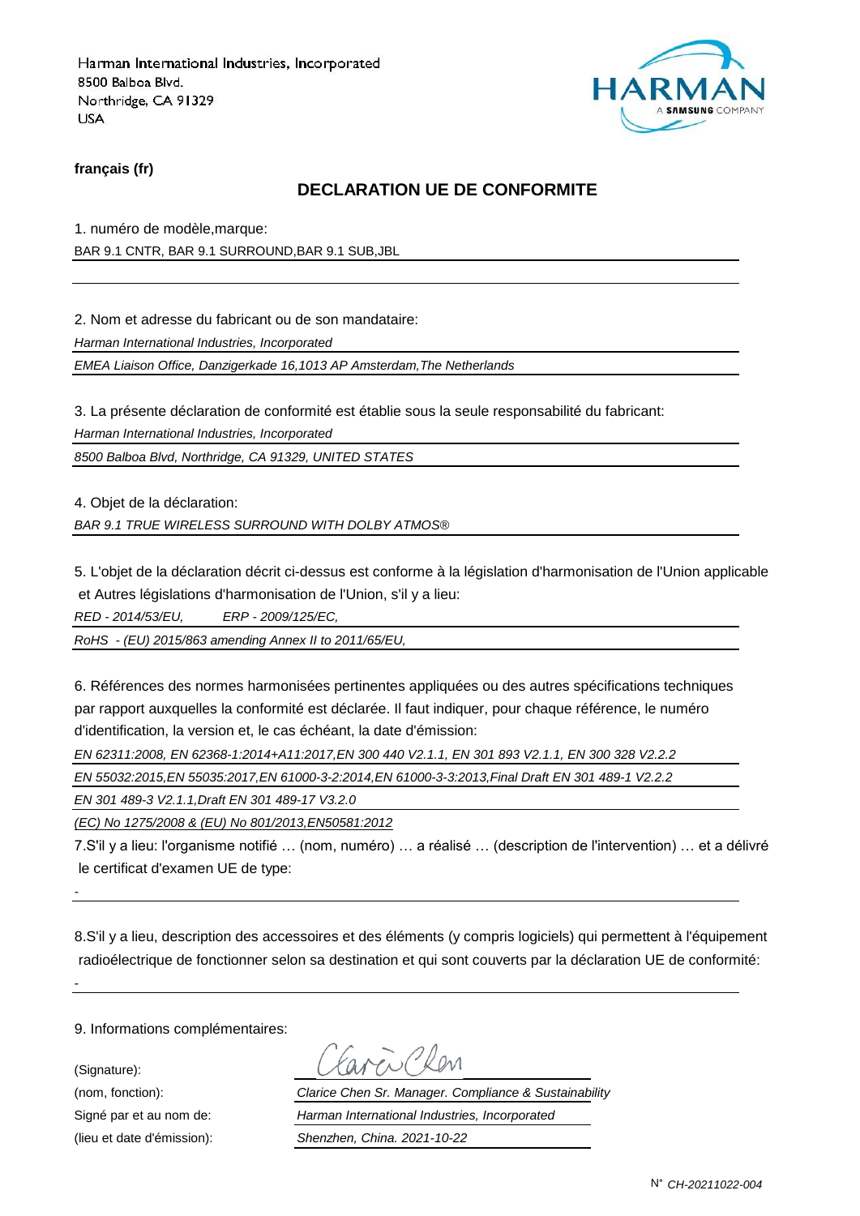Harman International Industries, Incorporated
8500 Balboa Blvd.
Northridge, CA 91329
USA

HARMAN
A SAMSUNG COMPANY

**français (fr)**

## DECLARATION UE DE CONFORMITE

1. numéro de modèle,marque:

BAR 9.1 CNTR, BAR 9.1 SURROUND,BAR 9.1 SUB,JBL

2. Nom et adresse du fabricant ou de son mandataire:

*Harman International Industries, Incorporated*

*EMEA Liaison Office, Danzigerkade 16,1013 AP Amsterdam,The Netherlands*

3. La présente déclaration de conformité est établie sous la seule responsabilité du fabricant:

*Harman International Industries, Incorporated*

*8500 Balboa Blvd, Northridge, CA 91329, UNITED STATES*

4. Objet de la déclaration:

*BAR 9.1 TRUE WIRELESS SURROUND WITH DOLBY ATMOS®*

5. L'objet de la déclaration décrit ci-dessus est conforme à la législation d'harmonisation de l'Union applicable et Autres législations d'harmonisation de l'Union, s'il y a lieu:

*RED - 2014/53/EU,  ERP - 2009/125/EC,*

*RoHS - (EU) 2015/863 amending Annex II to 2011/65/EU,*

6. Références des normes harmonisées pertinentes appliquées ou des autres spécifications techniques par rapport auxquelles la conformité est déclarée. Il faut indiquer, pour chaque référence, le numéro d'identification, la version et, le cas échéant, la date d'émission:

*EN 62311:2008, EN 62368-1:2014+A11:2017,EN 300 440 V2.1.1, EN 301 893 V2.1.1, EN 300 328 V2.2.2*

*EN 55032:2015,EN 55035:2017,EN 61000-3-2:2014,EN 61000-3-3:2013,Final Draft EN 301 489-1 V2.2.2*

*EN 301 489-3 V2.1.1,Draft EN 301 489-17 V3.2.0*

*(EC) No 1275/2008 & (EU) No 801/2013,EN50581:2012*

7.S'il y a lieu: l'organisme notifié … (nom, numéro) … a réalisé … (description de l'intervention) … et a délivré le certificat d'examen UE de type:

-

8.S'il y a lieu, description des accessoires et des éléments (y compris logiciels) qui permettent à l'équipement radioélectrique de fonctionner selon sa destination et qui sont couverts par la déclaration UE de conformité:

-

9. Informations complémentaires:

(Signature): Clarice Chen

(nom, fonction): *Clarice Chen Sr. Manager. Compliance & Sustainability*

Signé par et au nom de: *Harman International Industries, Incorporated*

(lieu et date d'émission): *Shenzhen, China. 2021-10-22*

N° *CH-20211022-004*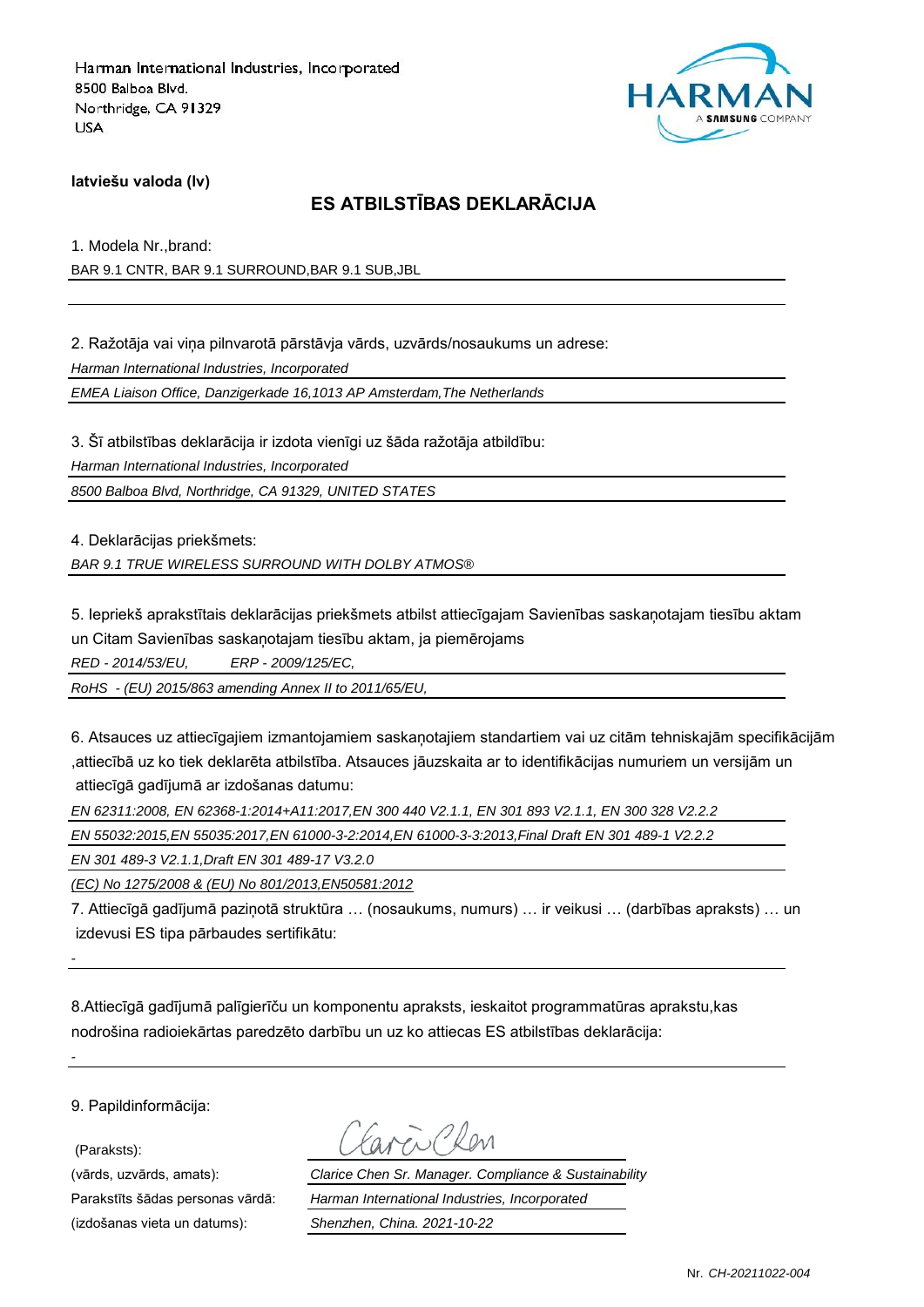Harman International Industries, Incorporated
8500 Balboa Blvd.
Northridge, CA 91329
USA

HARMAN
A SAMSUNG COMPANY

**latviešu valoda (lv)**

## ES ATBILSTĪBAS DEKLARĀCIJA

1. Modela Nr.,brand:

BAR 9.1 CNTR, BAR 9.1 SURROUND,BAR 9.1 SUB,JBL

2. Ražotāja vai viņa pilnvarotā pārstāvja vārds, uzvārds/nosaukums un adrese:

*Harman International Industries, Incorporated*

*EMEA Liaison Office, Danzigerkade 16,1013 AP Amsterdam,The Netherlands*

3. Šī atbilstības deklarācija ir izdota vienīgi uz šāda ražotāja atbildību:

*Harman International Industries, Incorporated*

*8500 Balboa Blvd, Northridge, CA 91329, UNITED STATES*

4. Deklarācijas priekšmets:

*BAR 9.1 TRUE WIRELESS SURROUND WITH DOLBY ATMOS®*

5. Iepriekš aprakstītais deklarācijas priekšmets atbilst attiecīgajam Savienības saskaņotajam tiesību aktam un Citam Savienības saskaņotajam tiesību aktam, ja piemērojams

*RED - 2014/53/EU,  ERP - 2009/125/EC,*

*RoHS - (EU) 2015/863 amending Annex II to 2011/65/EU,*

6. Atsauces uz attiecīgajiem izmantojamiem saskaņotajiem standartiem vai uz citām tehniskajām specifikācijām ,attiecībā uz ko tiek deklarēta atbilstība. Atsauces jāuzskaita ar to identifikācijas numuriem un versijām un attiecīgā gadījumā ar izdošanas datumu:

*EN 62311:2008, EN 62368-1:2014+A11:2017,EN 300 440 V2.1.1, EN 301 893 V2.1.1, EN 300 328 V2.2.2*

*EN 55032:2015,EN 55035:2017,EN 61000-3-2:2014,EN 61000-3-3:2013,Final Draft EN 301 489-1 V2.2.2*

*EN 301 489-3 V2.1.1,Draft EN 301 489-17 V3.2.0*

*(EC) No 1275/2008 & (EU) No 801/2013,EN50581:2012*

7. Attiecīgā gadījumā paziņotā struktūra … (nosaukums, numurs) … ir veikusi … (darbības apraksts) … un izdevusi ES tipa pārbaudes sertifikātu:

-

8.Attiecīgā gadījumā palīgierīču un komponentu apraksts, ieskaitot programmatūras aprakstu,kas nodrošina radioiekārtas paredzēto darbību un uz ko attiecas ES atbilstības deklarācija:

-

9. Papildinformācija:

(Paraksts):

(vārds, uzvārds, amats): *Clarice Chen Sr. Manager. Compliance & Sustainability*

Parakstīts šādas personas vārdā: *Harman International Industries, Incorporated*

(izdošanas vieta un datums): *Shenzhen, China. 2021-10-22*

Nr. *CH-20211022-004*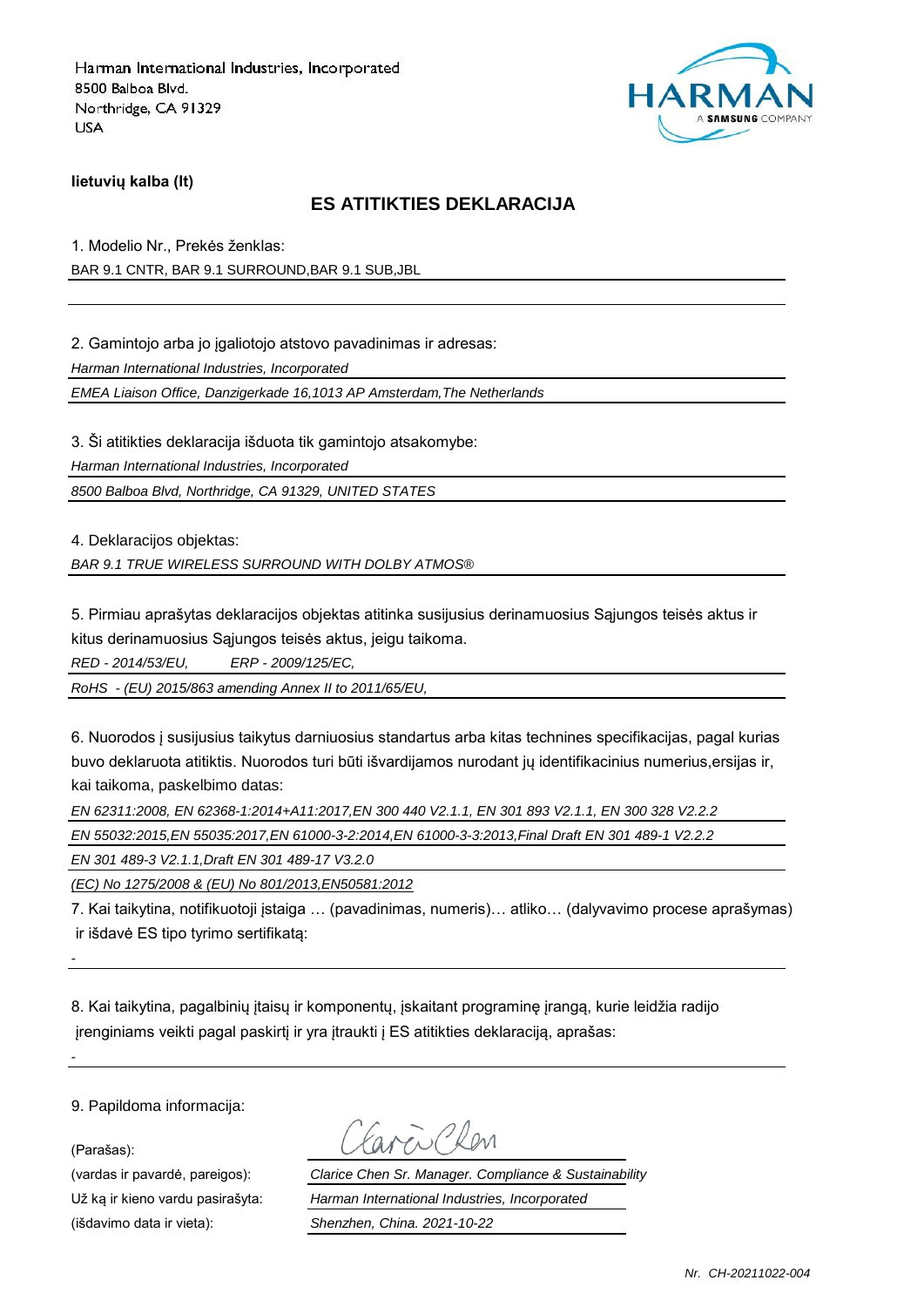Harman International Industries, Incorporated
8500 Balboa Blvd.
Northridge, CA 91329
USA

HARMAN
A SAMSUNG COMPANY

**lietuvių kalba (lt)**

## ES ATITIKTIES DEKLARACIJA

1. Modelio Nr., Prekės ženklas:

BAR 9.1 CNTR, BAR 9.1 SURROUND,BAR 9.1 SUB,JBL

2. Gamintojo arba jo įgaliotojo atstovo pavadinimas ir adresas:

*Harman International Industries, Incorporated*

*EMEA Liaison Office, Danzigerkade 16,1013 AP Amsterdam,The Netherlands*

3. Ši atitikties deklaracija išduota tik gamintojo atsakomybe:

*Harman International Industries, Incorporated*

*8500 Balboa Blvd, Northridge, CA 91329, UNITED STATES*

4. Deklaracijos objektas:

*BAR 9.1 TRUE WIRELESS SURROUND WITH DOLBY ATMOS®*

5. Pirmiau aprašytas deklaracijos objektas atitinka susijusius derinamuosius Sąjungos teisės aktus ir kitus derinamuosius Sąjungos teisės aktus, jeigu taikoma.

*RED - 2014/53/EU,   ERP - 2009/125/EC,*

*RoHS - (EU) 2015/863 amending Annex II to 2011/65/EU,*

6. Nuorodos į susijusius taikytus darniuosius standartus arba kitas technines specifikacijas, pagal kurias buvo deklaruota atitiktis. Nuorodos turi būti išvardijamos nurodant jų identifikacinius numerius,ersijas ir, kai taikoma, paskelbimo datas:

*EN 62311:2008, EN 62368-1:2014+A11:2017,EN 300 440 V2.1.1, EN 301 893 V2.1.1, EN 300 328 V2.2.2*

*EN 55032:2015,EN 55035:2017,EN 61000-3-2:2014,EN 61000-3-3:2013,Final Draft EN 301 489-1 V2.2.2*

*EN 301 489-3 V2.1.1,Draft EN 301 489-17 V3.2.0*

*(EC) No 1275/2008 & (EU) No 801/2013,EN50581:2012*

7. Kai taikytina, notifikuotoji įstaiga … (pavadinimas, numeris)… atliko… (dalyvavimo procese aprašymas) ir išdavė ES tipo tyrimo sertifikatą:

-

8. Kai taikytina, pagalbinių įtaisų ir komponentų, įskaitant programinę įrangą, kurie leidžia radijo įrenginiams veikti pagal paskirtį ir yra įtraukti į ES atitikties deklaraciją, aprašas:

-

9. Papildoma informacija:

(Parašas): Clarice Chen

(vardas ir pavardė, pareigos): *Clarice Chen Sr. Manager. Compliance & Sustainability*

Už ką ir kieno vardu pasirašyta: *Harman International Industries, Incorporated*

(išdavimo data ir vieta): *Shenzhen, China. 2021-10-22*

*Nr. CH-20211022-004*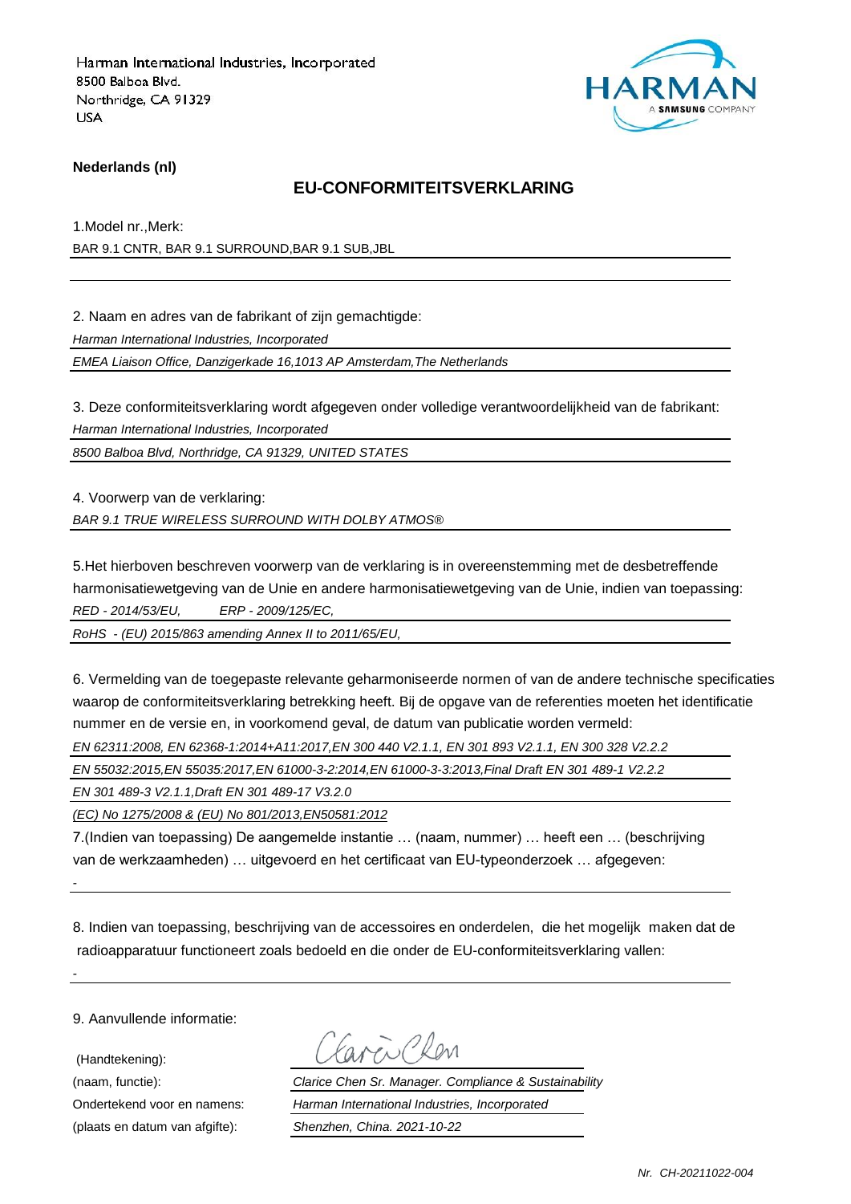Harman International Industries, Incorporated
8500 Balboa Blvd.
Northridge, CA 91329
USA

**Nederlands (nl)**

## EU-CONFORMITEITSVERKLARING

1.Model nr.,Merk:

BAR 9.1 CNTR, BAR 9.1 SURROUND,BAR 9.1 SUB,JBL

2. Naam en adres van de fabrikant of zijn gemachtigde:

*Harman International Industries, Incorporated*

*EMEA Liaison Office, Danzigerkade 16,1013 AP Amsterdam,The Netherlands*

3. Deze conformiteitsverklaring wordt afgegeven onder volledige verantwoordelijkheid van de fabrikant:

*Harman International Industries, Incorporated*

*8500 Balboa Blvd, Northridge, CA 91329, UNITED STATES*

4. Voorwerp van de verklaring:

*BAR 9.1 TRUE WIRELESS SURROUND WITH DOLBY ATMOS®*

5.Het hierboven beschreven voorwerp van de verklaring is in overeenstemming met de desbetreffende harmonisatiewetgeving van de Unie en andere harmonisatiewetgeving van de Unie, indien van toepassing:

*RED - 2014/53/EU, ERP - 2009/125/EC,*

*RoHS - (EU) 2015/863 amending Annex II to 2011/65/EU,*

6. Vermelding van de toegepaste relevante geharmoniseerde normen of van de andere technische specificaties waarop de conformiteitsverklaring betrekking heeft. Bij de opgave van de referenties moeten het identificatie nummer en de versie en, in voorkomend geval, de datum van publicatie worden vermeld:

*EN 62311:2008, EN 62368-1:2014+A11:2017,EN 300 440 V2.1.1, EN 301 893 V2.1.1, EN 300 328 V2.2.2*

*EN 55032:2015,EN 55035:2017,EN 61000-3-2:2014,EN 61000-3-3:2013,Final Draft EN 301 489-1 V2.2.2*

*EN 301 489-3 V2.1.1,Draft EN 301 489-17 V3.2.0*

*(EC) No 1275/2008 & (EU) No 801/2013,EN50581:2012*

7.(Indien van toepassing) De aangemelde instantie … (naam, nummer) … heeft een … (beschrijving van de werkzaamheden) … uitgevoerd en het certificaat van EU-typeonderzoek … afgegeven:

-

8. Indien van toepassing, beschrijving van de accessoires en onderdelen, die het mogelijk maken dat de radioapparatuur functioneert zoals bedoeld en die onder de EU-conformiteitsverklaring vallen:

-

9. Aanvullende informatie:

(Handtekening): Clarice Chen

(naam, functie): *Clarice Chen Sr. Manager. Compliance & Sustainability*

Ondertekend voor en namens: *Harman International Industries, Incorporated*

(plaats en datum van afgifte): *Shenzhen, China. 2021-10-22*

*Nr. CH-20211022-004*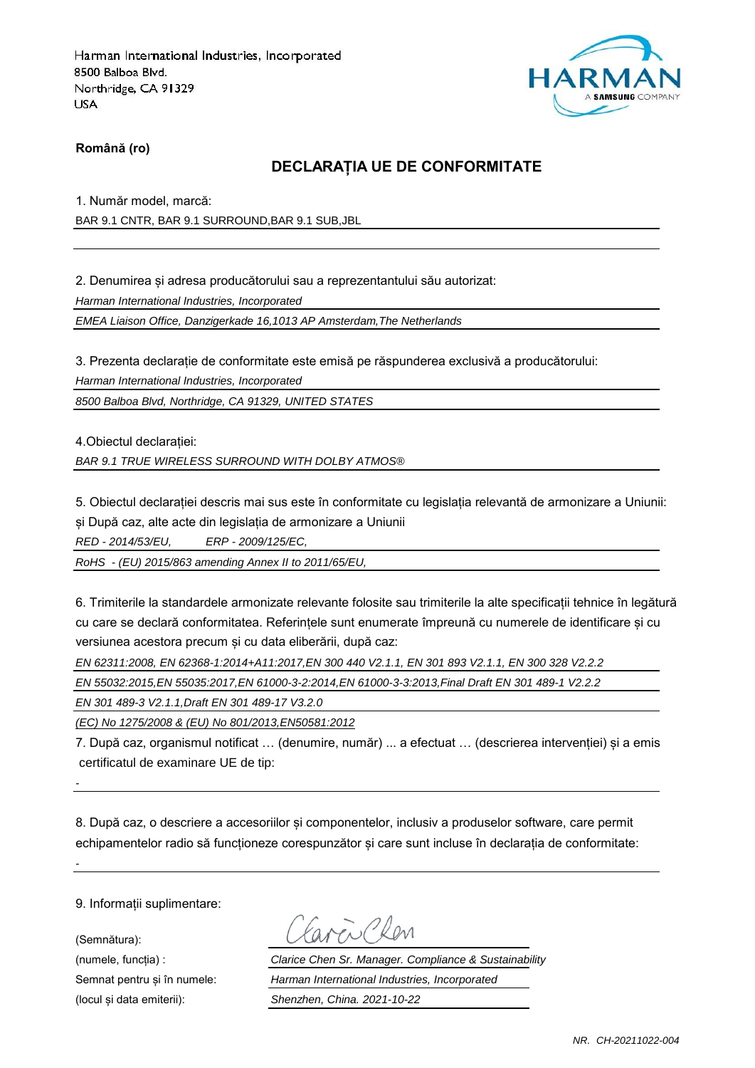Harman International Industries, Incorporated
8500 Balboa Blvd.
Northridge, CA 91329
USA

**Română (ro)**

## DECLARAȚIA UE DE CONFORMITATE

1. Număr model, marcă:

BAR 9.1 CNTR, BAR 9.1 SURROUND,BAR 9.1 SUB,JBL

2. Denumirea și adresa producătorului sau a reprezentantului său autorizat:

*Harman International Industries, Incorporated*

*EMEA Liaison Office, Danzigerkade 16,1013 AP Amsterdam,The Netherlands*

3. Prezenta declarație de conformitate este emisă pe răspunderea exclusivă a producătorului:

*Harman International Industries, Incorporated*

*8500 Balboa Blvd, Northridge, CA 91329, UNITED STATES*

4.Obiectul declarației:

*BAR 9.1 TRUE WIRELESS SURROUND WITH DOLBY ATMOS®*

5. Obiectul declarației descris mai sus este în conformitate cu legislația relevantă de armonizare a Uniunii: și După caz, alte acte din legislația de armonizare a Uniunii

*RED - 2014/53/EU, ERP - 2009/125/EC,*

*RoHS - (EU) 2015/863 amending Annex II to 2011/65/EU,*

6. Trimiterile la standardele armonizate relevante folosite sau trimiterile la alte specificații tehnice în legătură cu care se declară conformitatea. Referințele sunt enumerate împreună cu numerele de identificare și cu versiunea acestora precum și cu data eliberării, după caz:

*EN 62311:2008, EN 62368-1:2014+A11:2017,EN 300 440 V2.1.1, EN 301 893 V2.1.1, EN 300 328 V2.2.2*

*EN 55032:2015,EN 55035:2017,EN 61000-3-2:2014,EN 61000-3-3:2013,Final Draft EN 301 489-1 V2.2.2*

*EN 301 489-3 V2.1.1,Draft EN 301 489-17 V3.2.0*

*(EC) No 1275/2008 & (EU) No 801/2013,EN50581:2012*

7. După caz, organismul notificat … (denumire, număr) ... a efectuat … (descrierea intervenției) și a emis certificatul de examinare UE de tip:

-

8. După caz, o descriere a accesoriilor și componentelor, inclusiv a produselor software, care permit echipamentelor radio să funcționeze corespunzător și care sunt incluse în declarația de conformitate:

-

9. Informații suplimentare:

(Semnătura):

(numele, funcția) : *Clarice Chen Sr. Manager. Compliance & Sustainability*

Semnat pentru și în numele: *Harman International Industries, Incorporated*

(locul și data emiterii): *Shenzhen, China. 2021-10-22*

*NR. CH-20211022-004*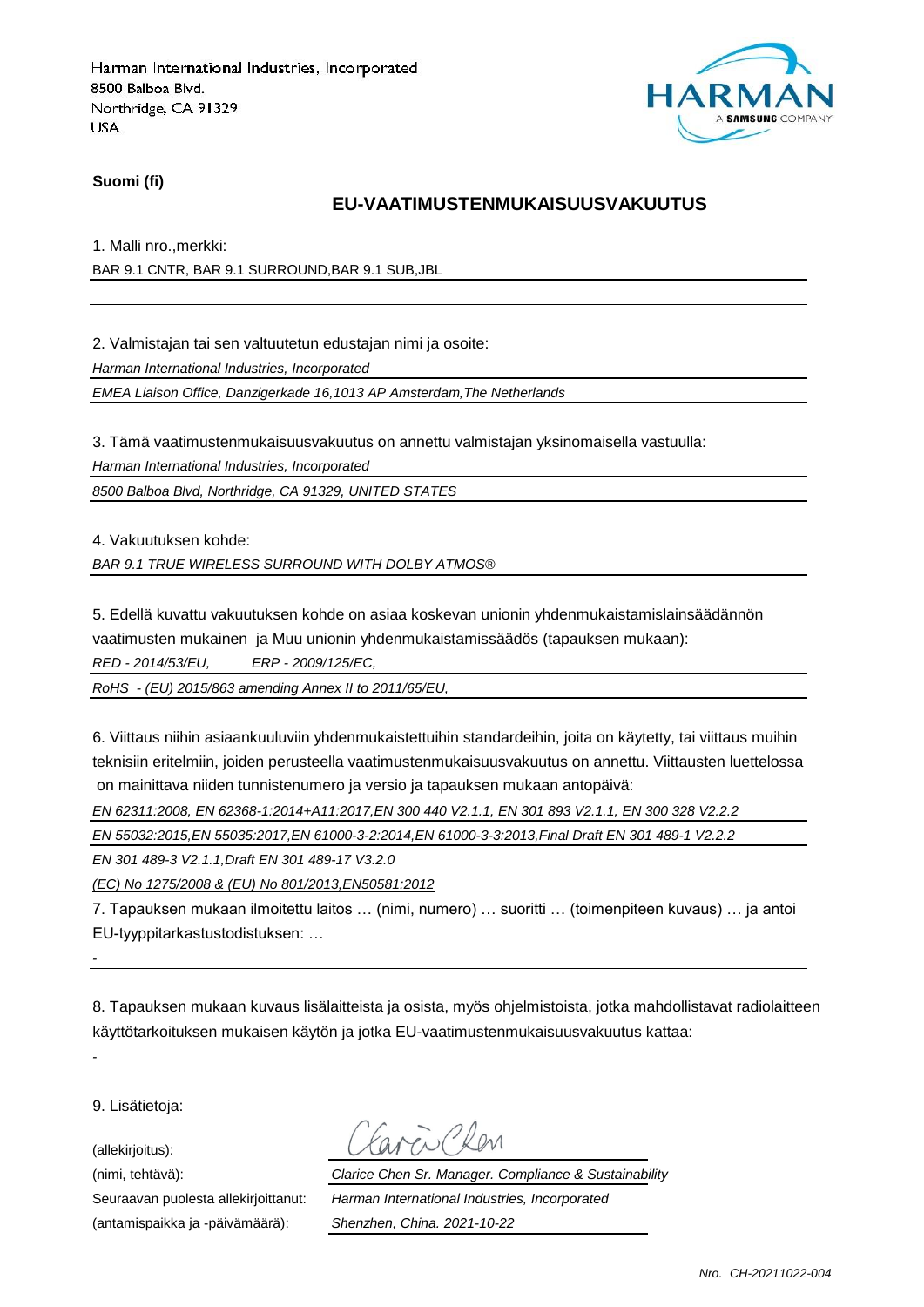Harman International Industries, Incorporated
8500 Balboa Blvd.
Northridge, CA 91329
USA

**Suomi (fi)**

## EU-VAATIMUSTENMUKAISUUSVAKUUTUS

1. Malli nro.,merkki:

BAR 9.1 CNTR, BAR 9.1 SURROUND,BAR 9.1 SUB,JBL

2. Valmistajan tai sen valtuutetun edustajan nimi ja osoite:

*Harman International Industries, Incorporated*

*EMEA Liaison Office, Danzigerkade 16,1013 AP Amsterdam,The Netherlands*

3. Tämä vaatimustenmukaisuusvakuutus on annettu valmistajan yksinomaisella vastuulla:

*Harman International Industries, Incorporated*

*8500 Balboa Blvd, Northridge, CA 91329, UNITED STATES*

4. Vakuutuksen kohde:

*BAR 9.1 TRUE WIRELESS SURROUND WITH DOLBY ATMOS®*

5. Edellä kuvattu vakuutuksen kohde on asiaa koskevan unionin yhdenmukaistamislainsäädännön vaatimusten mukainen ja Muu unionin yhdenmukaistamissäädös (tapauksen mukaan):

*RED - 2014/53/EU, ERP - 2009/125/EC,*

*RoHS - (EU) 2015/863 amending Annex II to 2011/65/EU,*

6. Viittaus niihin asiaankuuluviin yhdenmukaistettuihin standardeihin, joita on käytetty, tai viittaus muihin teknisiin eritelmiin, joiden perusteella vaatimustenmukaisuusvakuutus on annettu. Viittausten luettelossa on mainittava niiden tunnistenumero ja versio ja tapauksen mukaan antopäivä:

*EN 62311:2008, EN 62368-1:2014+A11:2017,EN 300 440 V2.1.1, EN 301 893 V2.1.1, EN 300 328 V2.2.2*

*EN 55032:2015,EN 55035:2017,EN 61000-3-2:2014,EN 61000-3-3:2013,Final Draft EN 301 489-1 V2.2.2*

*EN 301 489-3 V2.1.1,Draft EN 301 489-17 V3.2.0*

*(EC) No 1275/2008 & (EU) No 801/2013,EN50581:2012*

7. Tapauksen mukaan ilmoitettu laitos … (nimi, numero) … suoritti … (toimenpiteen kuvaus) … ja antoi EU-tyyppitarkastustodistuksen: …

-

8. Tapauksen mukaan kuvaus lisälaitteista ja osista, myös ohjelmistoista, jotka mahdollistavat radiolaitteen käyttötarkoituksen mukaisen käytön ja jotka EU-vaatimustenmukaisuusvakuutus kattaa:

-

9. Lisätietoja:

(allekirjoitus): Clarice Chen

(nimi, tehtävä): *Clarice Chen Sr. Manager. Compliance & Sustainability*

Seuraavan puolesta allekirjoittanut: *Harman International Industries, Incorporated*

(antamispaikka ja -päivämäärä): *Shenzhen, China. 2021-10-22*

*Nro. CH-20211022-004*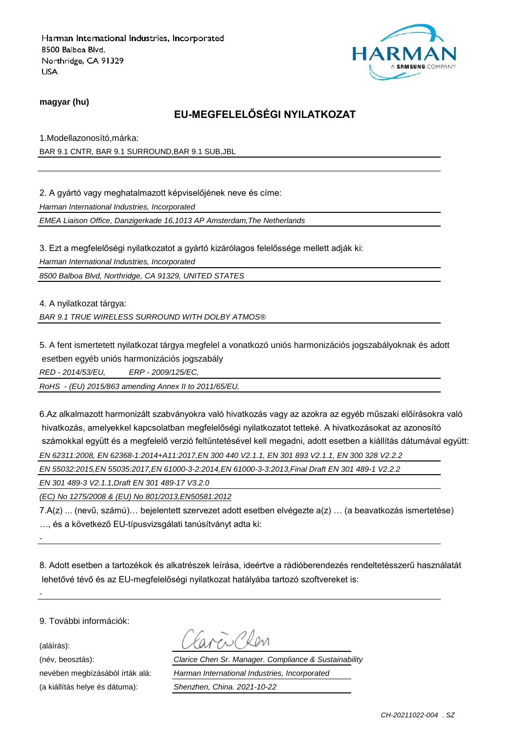Harman International Industries, Incorporated
8500 Balboa Blvd.
Northridge, CA 91329
USA

**magyar (hu)**

## EU-MEGFELELŐSÉGI NYILATKOZAT

1.Modellazonosító,márka:

BAR 9.1 CNTR, BAR 9.1 SURROUND,BAR 9.1 SUB,JBL

2. A gyártó vagy meghatalmazott képviselőjének neve és címe:

*Harman International Industries, Incorporated*

*EMEA Liaison Office, Danzigerkade 16,1013 AP Amsterdam,The Netherlands*

3. Ezt a megfelelőségi nyilatkozatot a gyártó kizárólagos felelőssége mellett adják ki:

*Harman International Industries, Incorporated*

*8500 Balboa Blvd, Northridge, CA 91329, UNITED STATES*

4. A nyilatkozat tárgya:

*BAR 9.1 TRUE WIRELESS SURROUND WITH DOLBY ATMOS®*

5. A fent ismertetett nyilatkozat tárgya megfelel a vonatkozó uniós harmonizációs jogszabályoknak és adott esetben egyéb uniós harmonizációs jogszabály

*RED - 2014/53/EU, ERP - 2009/125/EC,*

*RoHS - (EU) 2015/863 amending Annex II to 2011/65/EU,*

6.Az alkalmazott harmonizált szabványokra való hivatkozás vagy az azokra az egyéb műszaki előírásokra való hivatkozás, amelyekkel kapcsolatban megfelelőségi nyilatkozatot tetteké. A hivatkozásokat az azonosító számokkal együtt és a megfelelő verzió feltüntetésével kell megadni, adott esetben a kiállítás dátumával együtt:

*EN 62311:2008, EN 62368-1:2014+A11:2017,EN 300 440 V2.1.1, EN 301 893 V2.1.1, EN 300 328 V2.2.2*

*EN 55032:2015,EN 55035:2017,EN 61000-3-2:2014,EN 61000-3-3:2013,Final Draft EN 301 489-1 V2.2.2*

*EN 301 489-3 V2.1.1,Draft EN 301 489-17 V3.2.0*

*(EC) No 1275/2008 & (EU) No 801/2013,EN50581:2012*

7.A(z) ... (nevű, számú)… bejelentett szervezet adott esetben elvégezte a(z) … (a beavatkozás ismertetése) …, és a következő EU-típusvizsgálati tanúsítványt adta ki:

-

8. Adott esetben a tartozékok és alkatrészek leírása, ideértve a rádióberendezés rendeltetésszerű használatát lehetővé tévő és az EU-megfelelőségi nyilatkozat hatályába tartozó szoftvereket is:

-

9. További információk:

(aláírás): Clarice Chen

(név, beosztás): *Clarice Chen Sr. Manager. Compliance & Sustainability*

nevében megbízásából írták alá: *Harman International Industries, Incorporated*

(a kiállítás helye és dátuma): *Shenzhen, China. 2021-10-22*

*CH-20211022-004 . SZ*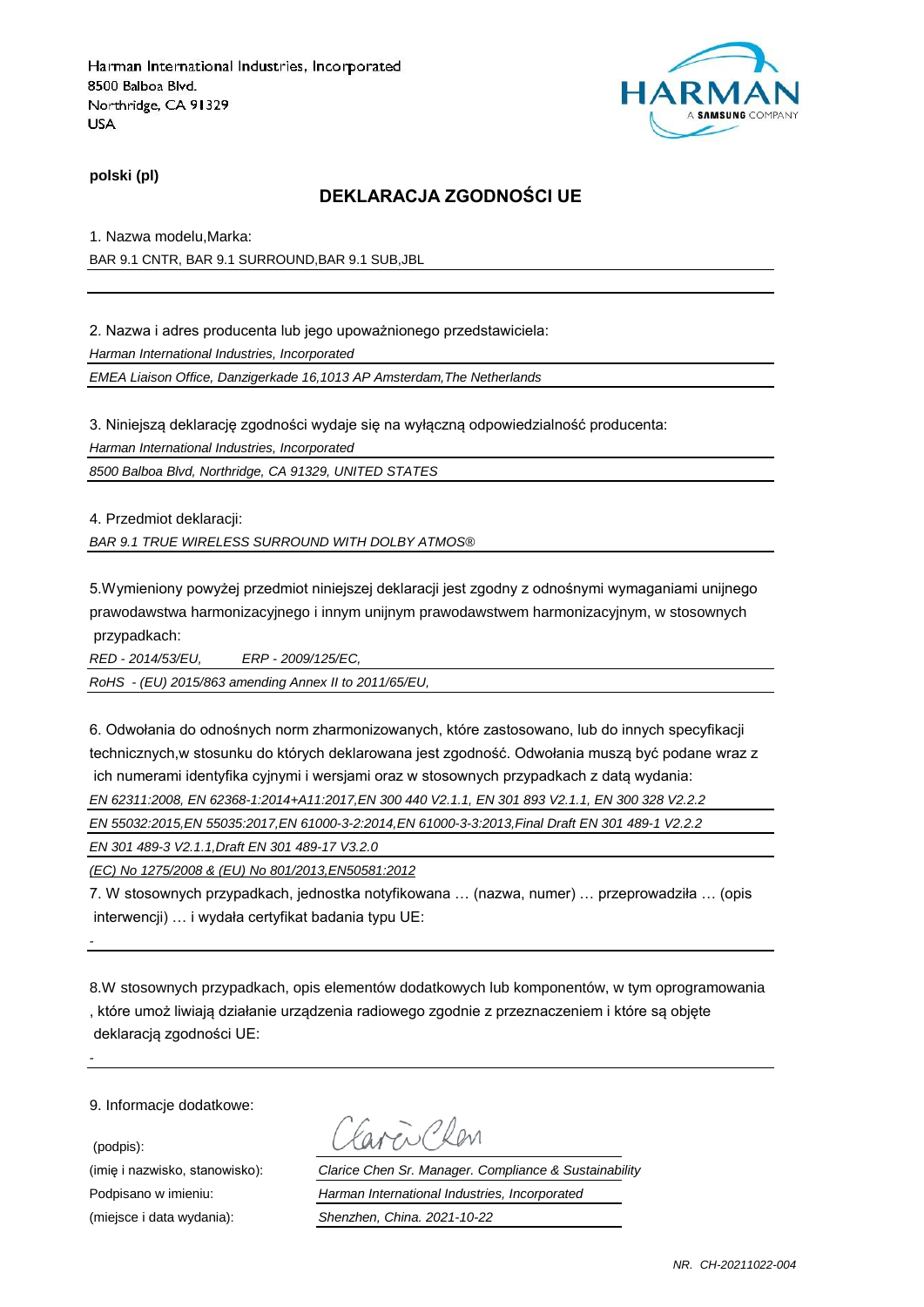Harman International Industries, Incorporated
8500 Balboa Blvd.
Northridge, CA 91329
USA

HARMAN
A SAMSUNG COMPANY

**polski (pl)**

## DEKLARACJA ZGODNOŚCI UE

1. Nazwa modelu,Marka:

BAR 9.1 CNTR, BAR 9.1 SURROUND,BAR 9.1 SUB,JBL

2. Nazwa i adres producenta lub jego upoważnionego przedstawiciela:

*Harman International Industries, Incorporated*

*EMEA Liaison Office, Danzigerkade 16,1013 AP Amsterdam,The Netherlands*

3. Niniejszą deklarację zgodności wydaje się na wyłączną odpowiedzialność producenta:

*Harman International Industries, Incorporated*

*8500 Balboa Blvd, Northridge, CA 91329, UNITED STATES*

4. Przedmiot deklaracji:

*BAR 9.1 TRUE WIRELESS SURROUND WITH DOLBY ATMOS®*

5.Wymieniony powyżej przedmiot niniejszej deklaracji jest zgodny z odnośnymi wymaganiami unijnego prawodawstwa harmonizacyjnego i innym unijnym prawodawstwem harmonizacyjnym, w stosownych przypadkach:

*RED - 2014/53/EU, ERP - 2009/125/EC,*

*RoHS - (EU) 2015/863 amending Annex II to 2011/65/EU,*

6. Odwołania do odnośnych norm zharmonizowanych, które zastosowano, lub do innych specyfikacji technicznych,w stosunku do których deklarowana jest zgodność. Odwołania muszą być podane wraz z ich numerami identyfika cyjnymi i wersjami oraz w stosownych przypadkach z datą wydania:

*EN 62311:2008, EN 62368-1:2014+A11:2017,EN 300 440 V2.1.1, EN 301 893 V2.1.1, EN 300 328 V2.2.2*

*EN 55032:2015,EN 55035:2017,EN 61000-3-2:2014,EN 61000-3-3:2013,Final Draft EN 301 489-1 V2.2.2*

*EN 301 489-3 V2.1.1,Draft EN 301 489-17 V3.2.0*

*(EC) No 1275/2008 & (EU) No 801/2013,EN50581:2012*

7. W stosownych przypadkach, jednostka notyfikowana … (nazwa, numer) … przeprowadziła … (opis interwencji) … i wydała certyfikat badania typu UE:

-

8.W stosownych przypadkach, opis elementów dodatkowych lub komponentów, w tym oprogramowania , które umoż liwiają działanie urządzenia radiowego zgodnie z przeznaczeniem i które są objęte deklaracją zgodności UE:

-

9. Informacje dodatkowe:

(podpis): Clarice Chen

(imię i nazwisko, stanowisko): *Clarice Chen Sr. Manager. Compliance & Sustainability*

Podpisano w imieniu: *Harman International Industries, Incorporated*

(miejsce i data wydania): *Shenzhen, China. 2021-10-22*

*NR. CH-20211022-004*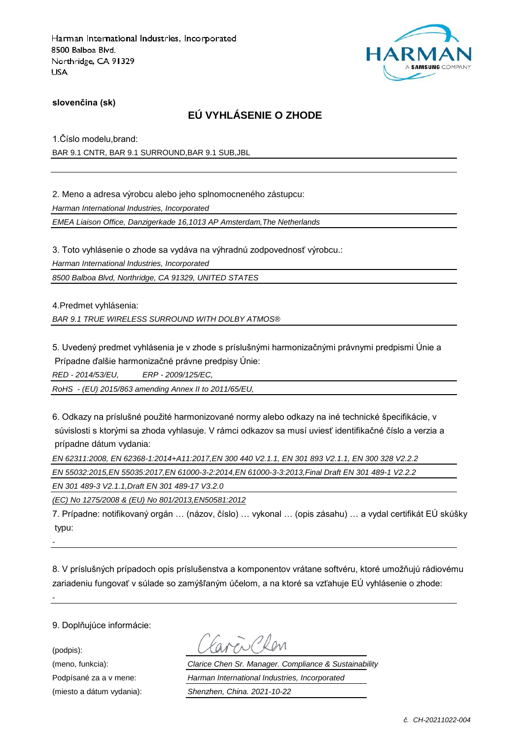Harman International Industries, Incorporated
8500 Balboa Blvd.
Northridge, CA 91329
USA

**slovenčina (sk)**

## EÚ VYHLÁSENIE O ZHODE

1.Číslo modelu,brand:

BAR 9.1 CNTR, BAR 9.1 SURROUND,BAR 9.1 SUB,JBL

2. Meno a adresa výrobcu alebo jeho splnomocneného zástupcu:

*Harman International Industries, Incorporated*

*EMEA Liaison Office, Danzigerkade 16,1013 AP Amsterdam,The Netherlands*

3. Toto vyhlásenie o zhode sa vydáva na výhradnú zodpovednosť výrobcu.:

*Harman International Industries, Incorporated*

*8500 Balboa Blvd, Northridge, CA 91329, UNITED STATES*

4.Predmet vyhlásenia:

*BAR 9.1 TRUE WIRELESS SURROUND WITH DOLBY ATMOS®*

5. Uvedený predmet vyhlásenia je v zhode s príslušnými harmonizačnými právnymi predpismi Únie a Prípadne ďalšie harmonizačné právne predpisy Únie:

*RED - 2014/53/EU, ERP - 2009/125/EC,*

*RoHS - (EU) 2015/863 amending Annex II to 2011/65/EU,*

6. Odkazy na príslušné použité harmonizované normy alebo odkazy na iné technické špecifikácie, v súvislosti s ktorými sa zhoda vyhlasuje. V rámci odkazov sa musí uviesť identifikačné číslo a verzia a prípadne dátum vydania:

*EN 62311:2008, EN 62368-1:2014+A11:2017,EN 300 440 V2.1.1, EN 301 893 V2.1.1, EN 300 328 V2.2.2*

*EN 55032:2015,EN 55035:2017,EN 61000-3-2:2014,EN 61000-3-3:2013,Final Draft EN 301 489-1 V2.2.2*

*EN 301 489-3 V2.1.1,Draft EN 301 489-17 V3.2.0*

*(EC) No 1275/2008 & (EU) No 801/2013,EN50581:2012*

7. Prípadne: notifikovaný orgán … (názov, číslo) … vykonal … (opis zásahu) … a vydal certifikát EÚ skúšky typu:

-

8. V príslušných prípadoch opis príslušenstva a komponentov vrátane softvéru, ktoré umožňujú rádiovému zariadeniu fungovať v súlade so zamýšľaným účelom, a na ktoré sa vzťahuje EÚ vyhlásenie o zhode:

-

9. Doplňujúce informácie:

(podpis): Clarice Chen

(meno, funkcia): *Clarice Chen Sr. Manager. Compliance & Sustainability*

Podpísané za a v mene: *Harman International Industries, Incorporated*

(miesto a dátum vydania): *Shenzhen, China. 2021-10-22*

*č. CH-20211022-004*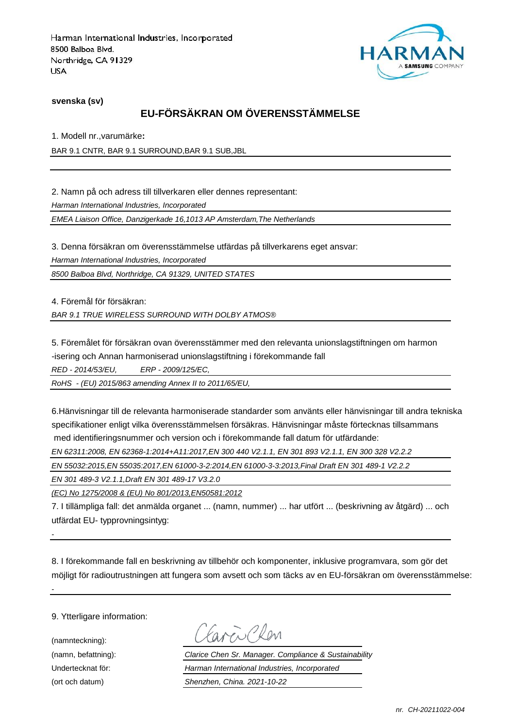Harman International Industries, Incorporated
8500 Balboa Blvd.
Northridge, CA 91329
USA

HARMAN
A SAMSUNG COMPANY

**svenska (sv)**

## EU-FÖRSÄKRAN OM ÖVERENSSTÄMMELSE

1. Modell nr.,varumärke**:**

BAR 9.1 CNTR, BAR 9.1 SURROUND,BAR 9.1 SUB,JBL

2. Namn på och adress till tillverkaren eller dennes representant:

*Harman International Industries, Incorporated*

*EMEA Liaison Office, Danzigerkade 16,1013 AP Amsterdam,The Netherlands*

3. Denna försäkran om överensstämmelse utfärdas på tillverkarens eget ansvar:

*Harman International Industries, Incorporated*

*8500 Balboa Blvd, Northridge, CA 91329, UNITED STATES*

4. Föremål för försäkran:

*BAR 9.1 TRUE WIRELESS SURROUND WITH DOLBY ATMOS®*

5. Föremålet för försäkran ovan överensstämmer med den relevanta unionslagstiftningen om harmon -isering och Annan harmoniserad unionslagstiftning i förekommande fall

*RED - 2014/53/EU, ERP - 2009/125/EC,*

*RoHS - (EU) 2015/863 amending Annex II to 2011/65/EU,*

6.Hänvisningar till de relevanta harmoniserade standarder som använts eller hänvisningar till andra tekniska specifikationer enligt vilka överensstämmelsen försäkras. Hänvisningar måste förtecknas tillsammans med identifieringsnummer och version och i förekommande fall datum för utfärdande:

*EN 62311:2008, EN 62368-1:2014+A11:2017,EN 300 440 V2.1.1, EN 301 893 V2.1.1, EN 300 328 V2.2.2*

*EN 55032:2015,EN 55035:2017,EN 61000-3-2:2014,EN 61000-3-3:2013,Final Draft EN 301 489-1 V2.2.2*

*EN 301 489-3 V2.1.1,Draft EN 301 489-17 V3.2.0*

*(EC) No 1275/2008 & (EU) No 801/2013,EN50581:2012*

7. I tillämpliga fall: det anmälda organet ... (namn, nummer) ... har utfört ... (beskrivning av åtgärd) ... och utfärdat EU- typprovningsintyg:

-

8. I förekommande fall en beskrivning av tillbehör och komponenter, inklusive programvara, som gör det möjligt för radioutrustningen att fungera som avsett och som täcks av en EU-försäkran om överensstämmelse:

-

9. Ytterligare information:

| | |
|---|---|
| (namnteckning): | Clarice Chen |
| (namn, befattning): | *Clarice Chen Sr. Manager. Compliance & Sustainability* |
| Undertecknat för: | *Harman International Industries, Incorporated* |
| (ort och datum) | *Shenzhen, China. 2021-10-22* |

*nr. CH-20211022-004*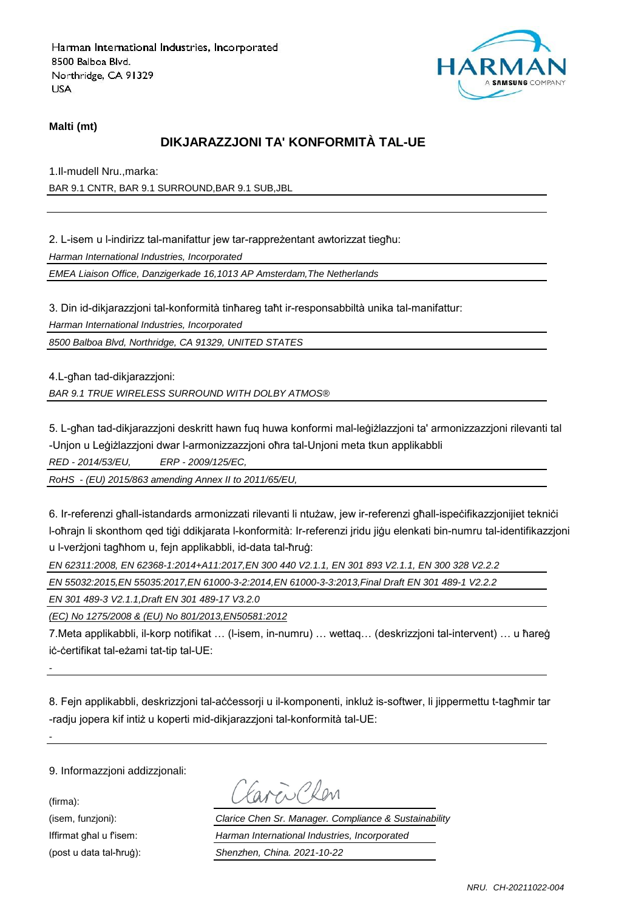Harman International Industries, Incorporated
8500 Balboa Blvd.
Northridge, CA 91329
USA

**Malti (mt)**

## DIKJARAZZJONI TA' KONFORMITÀ TAL-UE

1.Il-mudell Nru.,marka:

BAR 9.1 CNTR, BAR 9.1 SURROUND,BAR 9.1 SUB,JBL

2. L-isem u l-indirizz tal-manifattur jew tar-rappreżentant awtorizzat tiegħu:

*Harman International Industries, Incorporated*

*EMEA Liaison Office, Danzigerkade 16,1013 AP Amsterdam,The Netherlands*

3. Din id-dikjarazzjoni tal-konformità tinħareg taħt ir-responsabbiltà unika tal-manifattur:

*Harman International Industries, Incorporated*

*8500 Balboa Blvd, Northridge, CA 91329, UNITED STATES*

4.L-għan tad-dikjarazzjoni:

*BAR 9.1 TRUE WIRELESS SURROUND WITH DOLBY ATMOS®*

5. L-għan tad-dikjarazzjoni deskritt hawn fuq huwa konformi mal-leġiżlazzjoni ta' armonizzazzjoni rilevanti tal -Unjon u Leġiżlazzjoni dwar l-armonizzazzjoni oħra tal-Unjoni meta tkun applikabbli

*RED - 2014/53/EU,  ERP - 2009/125/EC,*

*RoHS - (EU) 2015/863 amending Annex II to 2011/65/EU,*

6. Ir-referenzi għall-istandards armonizzati rilevanti li ntużaw, jew ir-referenzi għall-ispeċifikazzjonijiet tekniċi l-oħrajn li skonthom qed tiġi ddikjarata l-konformità: Ir-referenzi jridu jiġu elenkati bin-numru tal-identifikazzjoni u l-verżjoni tagħhom u, fejn applikabbli, id-data tal-ħruġ:

*EN 62311:2008, EN 62368-1:2014+A11:2017,EN 300 440 V2.1.1, EN 301 893 V2.1.1, EN 300 328 V2.2.2*

*EN 55032:2015,EN 55035:2017,EN 61000-3-2:2014,EN 61000-3-3:2013,Final Draft EN 301 489-1 V2.2.2*

*EN 301 489-3 V2.1.1,Draft EN 301 489-17 V3.2.0*

*(EC) No 1275/2008 & (EU) No 801/2013,EN50581:2012*

7.Meta applikabbli, il-korp notifikat … (l-isem, in-numru) … wettaq… (deskrizzjoni tal-intervent) … u ħareġ iċ-ċertifikat tal-eżami tat-tip tal-UE:

-

8. Fejn applikabbli, deskrizzjoni tal-aċċessorji u il-komponenti, inkluż is-softwer, li jippermettu t-tagħmir tar -radju jopera kif intiż u koperti mid-dikjarazzjoni tal-konformità tal-UE:

-

9. Informazzjoni addizzjonali:

(firma):

(isem, funzjoni): *Clarice Chen Sr. Manager. Compliance & Sustainability*

Iffirmat għal u f'isem: *Harman International Industries, Incorporated*

(post u data tal-ħruġ): *Shenzhen, China. 2021-10-22*

*NRU. CH-20211022-004*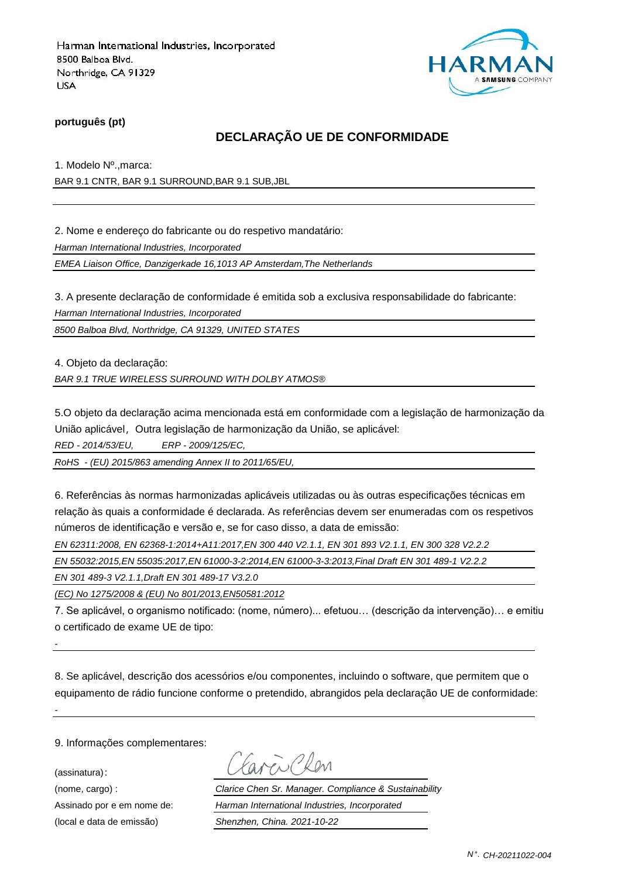Harman International Industries, Incorporated
8500 Balboa Blvd.
Northridge, CA 91329
USA

HARMAN
A SAMSUNG COMPANY

**português (pt)**

## DECLARAÇÃO UE DE CONFORMIDADE

1. Modelo Nº.,marca:

BAR 9.1 CNTR, BAR 9.1 SURROUND,BAR 9.1 SUB,JBL

2. Nome e endereço do fabricante ou do respetivo mandatário:

*Harman International Industries, Incorporated*

*EMEA Liaison Office, Danzigerkade 16,1013 AP Amsterdam,The Netherlands*

3. A presente declaração de conformidade é emitida sob a exclusiva responsabilidade do fabricante:

*Harman International Industries, Incorporated*

*8500 Balboa Blvd, Northridge, CA 91329, UNITED STATES*

4. Objeto da declaração:

*BAR 9.1 TRUE WIRELESS SURROUND WITH DOLBY ATMOS®*

5.O objeto da declaração acima mencionada está em conformidade com a legislação de harmonização da União aplicável，Outra legislação de harmonização da União, se aplicável:

*RED - 2014/53/EU, ERP - 2009/125/EC,*

*RoHS - (EU) 2015/863 amending Annex II to 2011/65/EU,*

6. Referências às normas harmonizadas aplicáveis utilizadas ou às outras especificações técnicas em relação às quais a conformidade é declarada. As referências devem ser enumeradas com os respetivos números de identificação e versão e, se for caso disso, a data de emissão:

*EN 62311:2008, EN 62368-1:2014+A11:2017,EN 300 440 V2.1.1, EN 301 893 V2.1.1, EN 300 328 V2.2.2*

*EN 55032:2015,EN 55035:2017,EN 61000-3-2:2014,EN 61000-3-3:2013,Final Draft EN 301 489-1 V2.2.2*

*EN 301 489-3 V2.1.1,Draft EN 301 489-17 V3.2.0*

*(EC) No 1275/2008 & (EU) No 801/2013,EN50581:2012*

7. Se aplicável, o organismo notificado: (nome, número)... efetuou… (descrição da intervenção)… e emitiu o certificado de exame UE de tipo:

-

8. Se aplicável, descrição dos acessórios e/ou componentes, incluindo o software, que permitem que o equipamento de rádio funcione conforme o pretendido, abrangidos pela declaração UE de conformidade:

-

9. Informações complementares:

(assinatura)：

(nome, cargo) : *Clarice Chen Sr. Manager. Compliance & Sustainability*

Assinado por e em nome de: *Harman International Industries, Incorporated*

(local e data de emissão) *Shenzhen, China. 2021-10-22*

*N°. CH-20211022-004*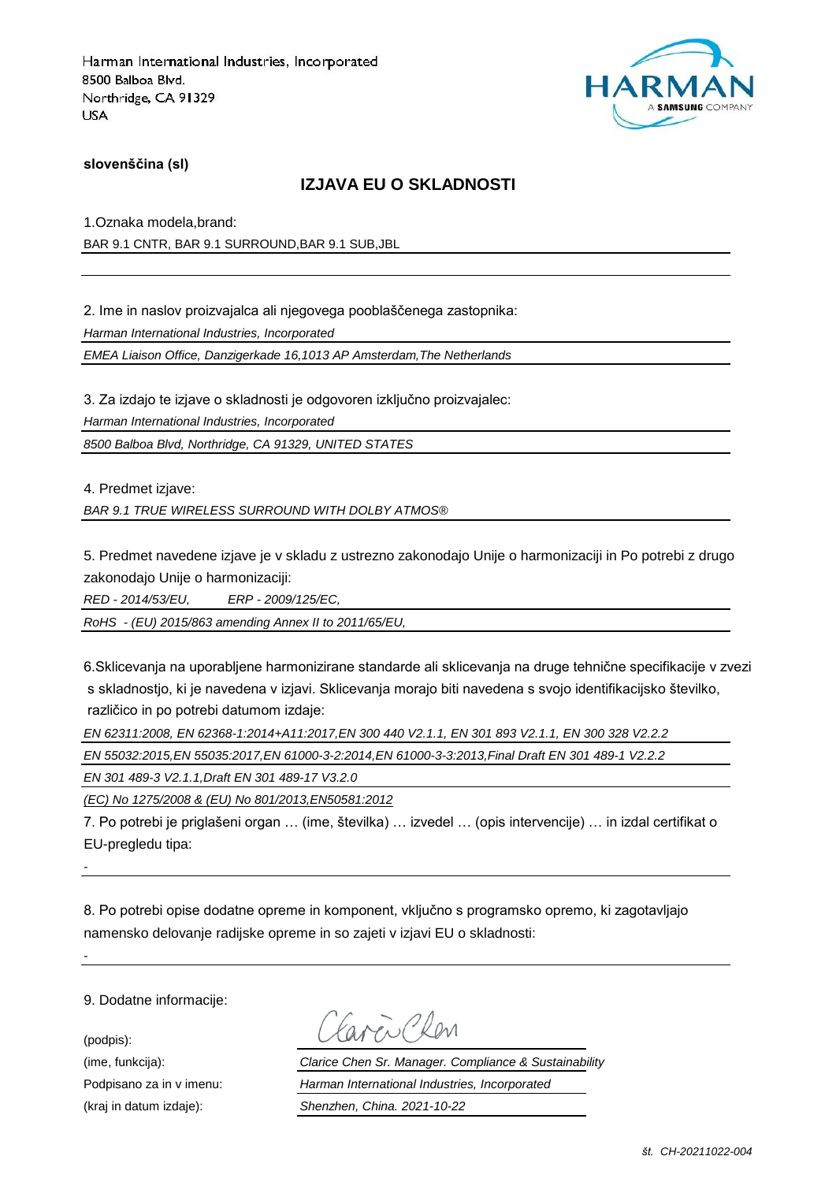Harman International Industries, Incorporated
8500 Balboa Blvd.
Northridge, CA 91329
USA

**slovenščina (sl)**

## IZJAVA EU O SKLADNOSTI

1.Oznaka modela,brand:

BAR 9.1 CNTR, BAR 9.1 SURROUND,BAR 9.1 SUB,JBL

2. Ime in naslov proizvajalca ali njegovega pooblaščenega zastopnika:

*Harman International Industries, Incorporated*

*EMEA Liaison Office, Danzigerkade 16,1013 AP Amsterdam,The Netherlands*

3. Za izdajo te izjave o skladnosti je odgovoren izključno proizvajalec:

*Harman International Industries, Incorporated*

*8500 Balboa Blvd, Northridge, CA 91329, UNITED STATES*

4. Predmet izjave:

*BAR 9.1 TRUE WIRELESS SURROUND WITH DOLBY ATMOS®*

5. Predmet navedene izjave je v skladu z ustrezno zakonodajo Unije o harmonizaciji in Po potrebi z drugo zakonodajo Unije o harmonizaciji:

*RED - 2014/53/EU, ERP - 2009/125/EC,*

*RoHS - (EU) 2015/863 amending Annex II to 2011/65/EU,*

6.Sklicevanja na uporabljene harmonizirane standarde ali sklicevanja na druge tehnične specifikacije v zvezi s skladnostjo, ki je navedena v izjavi. Sklicevanja morajo biti navedena s svojo identifikacijsko številko, različico in po potrebi datumom izdaje:

*EN 62311:2008, EN 62368-1:2014+A11:2017,EN 300 440 V2.1.1, EN 301 893 V2.1.1, EN 300 328 V2.2.2*

*EN 55032:2015,EN 55035:2017,EN 61000-3-2:2014,EN 61000-3-3:2013,Final Draft EN 301 489-1 V2.2.2*

*EN 301 489-3 V2.1.1,Draft EN 301 489-17 V3.2.0*

*(EC) No 1275/2008 & (EU) No 801/2013,EN50581:2012*

7. Po potrebi je priglašeni organ … (ime, številka) … izvedel … (opis intervencije) … in izdal certifikat o EU-pregledu tipa:

-

8. Po potrebi opise dodatne opreme in komponent, vključno s programsko opremo, ki zagotavljajo namensko delovanje radijske opreme in so zajeti v izjavi EU o skladnosti:

-

9. Dodatne informacije:

| | |
|---|---|
| (podpis): | Clarice Chen |
| (ime, funkcija): | *Clarice Chen Sr. Manager. Compliance & Sustainability* |
| Podpisano za in v imenu: | *Harman International Industries, Incorporated* |
| (kraj in datum izdaje): | *Shenzhen, China. 2021-10-22* |

*št. CH-20211022-004*